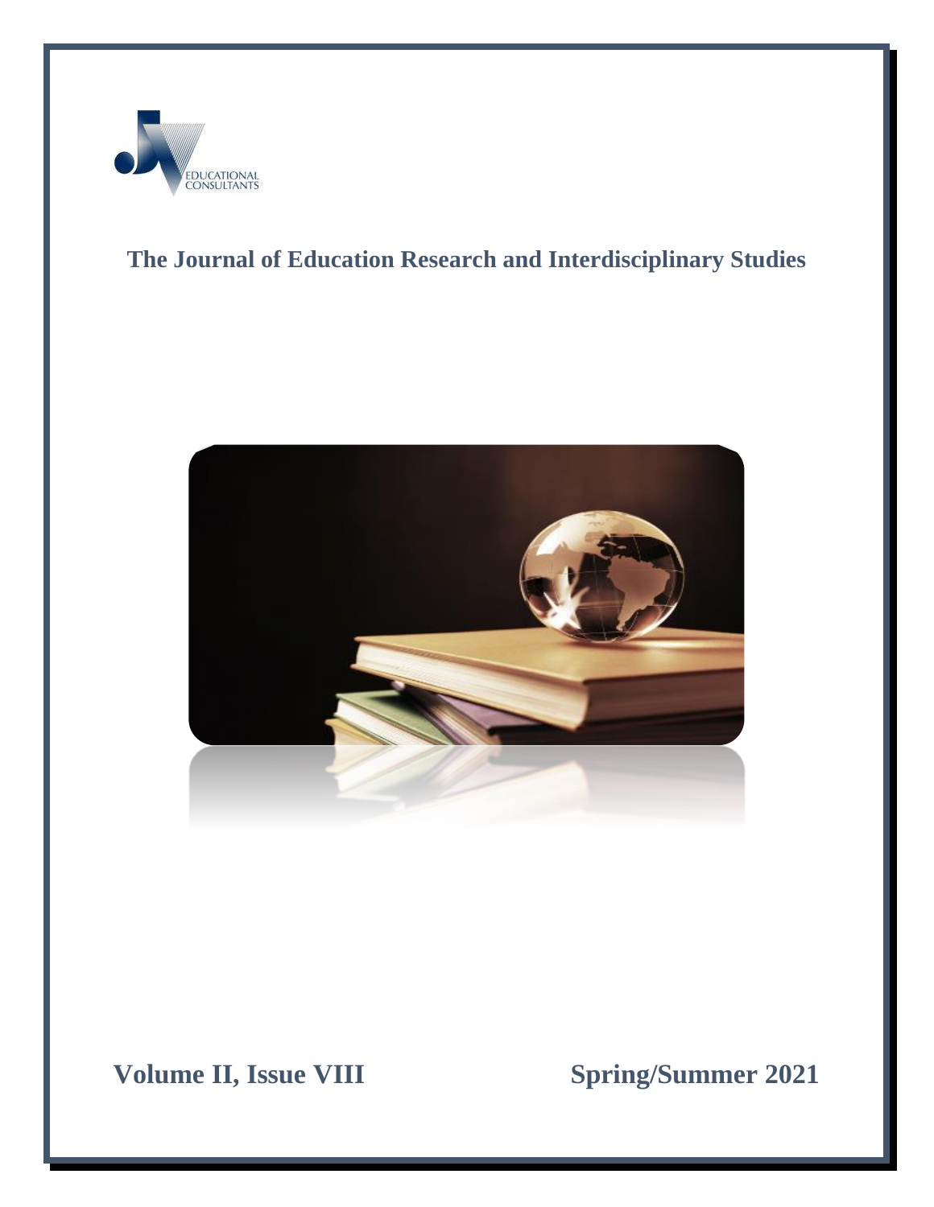EDUCATIONAL CONSULTANTS

# The Journal of Education Research and Interdisciplinary Studies

**Volume II, Issue VIII**

**Spring/Summer 2021**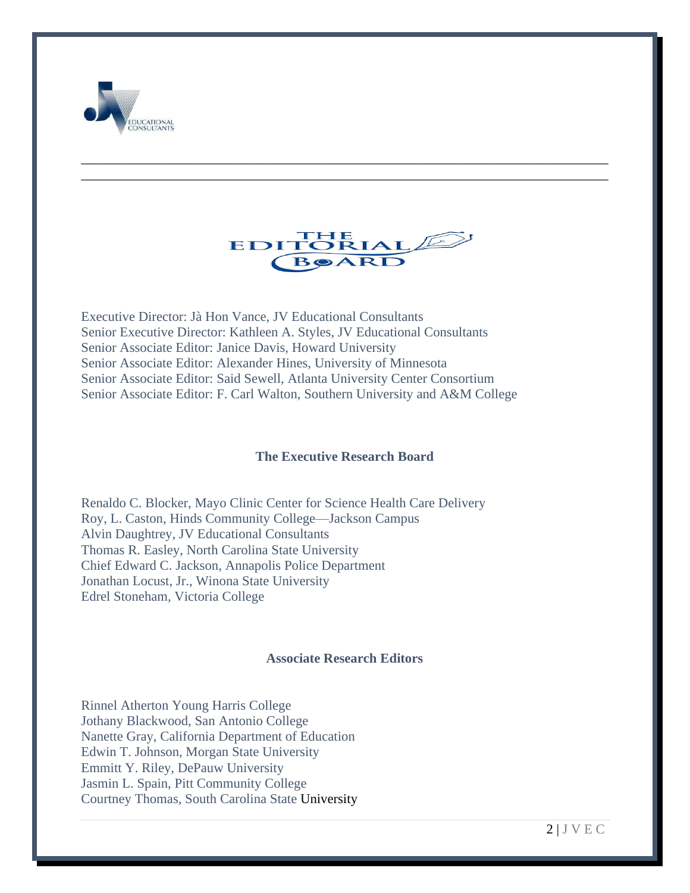# THE EDITORIAL BOARD

Executive Director: Jà Hon Vance, JV Educational Consultants
Senior Executive Director: Kathleen A. Styles, JV Educational Consultants
Senior Associate Editor: Janice Davis, Howard University
Senior Associate Editor: Alexander Hines, University of Minnesota
Senior Associate Editor: Said Sewell, Atlanta University Center Consortium
Senior Associate Editor: F. Carl Walton, Southern University and A&M College

## The Executive Research Board

Renaldo C. Blocker, Mayo Clinic Center for Science Health Care Delivery
Roy, L. Caston, Hinds Community College—Jackson Campus
Alvin Daughtrey, JV Educational Consultants
Thomas R. Easley, North Carolina State University
Chief Edward C. Jackson, Annapolis Police Department
Jonathan Locust, Jr., Winona State University
Edrel Stoneham, Victoria College

## Associate Research Editors

Rinnel Atherton Young Harris College
Jothany Blackwood, San Antonio College
Nanette Gray, California Department of Education
Edwin T. Johnson, Morgan State University
Emmitt Y. Riley, DePauw University
Jasmin L. Spain, Pitt Community College
Courtney Thomas, South Carolina State University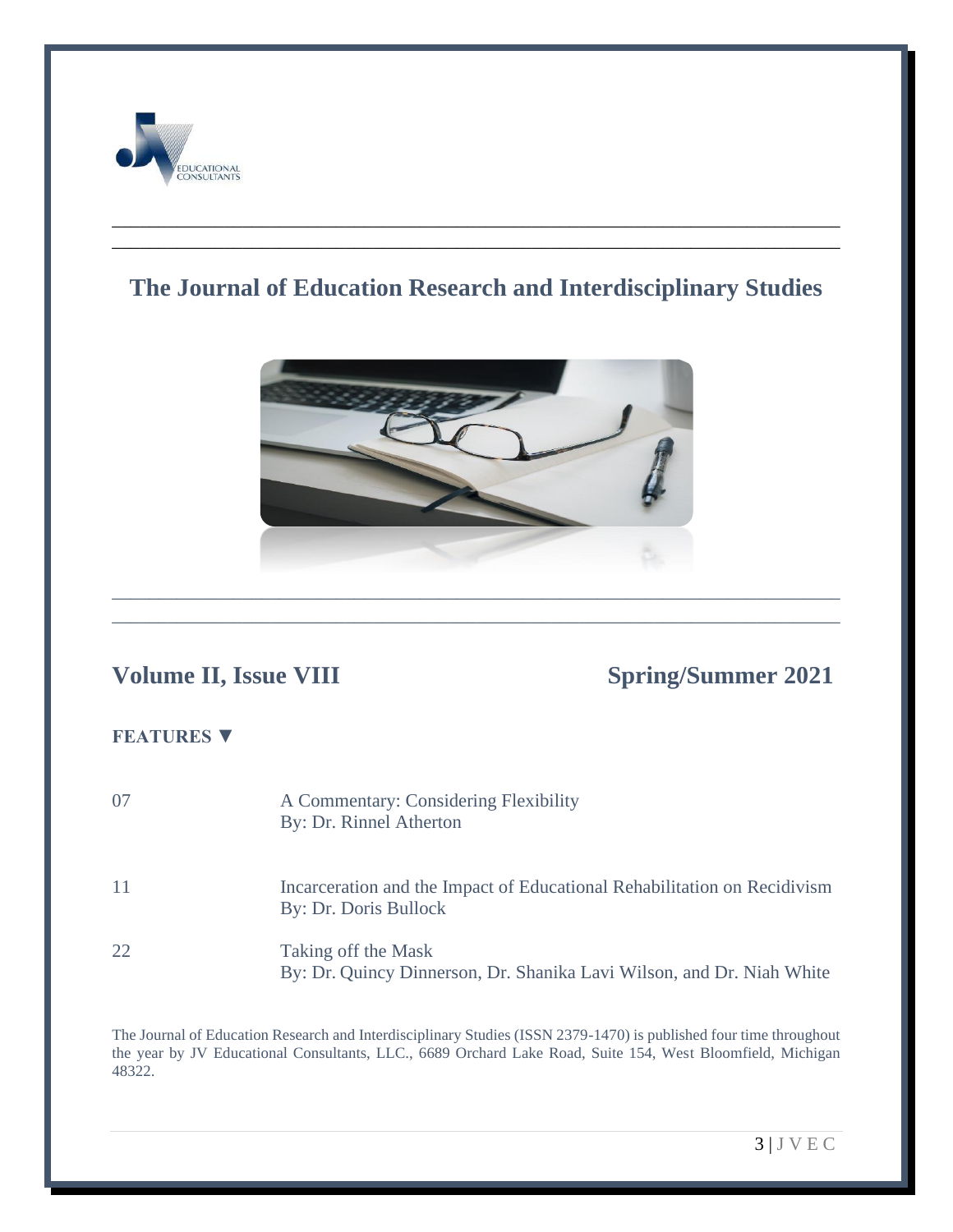# The Journal of Education Research and Interdisciplinary Studies

## Volume II, Issue VIII — Spring/Summer 2021

### FEATURES ▼

| | |
|---|---|
| 07 | A Commentary: Considering Flexibility<br>By: Dr. Rinnel Atherton |
| 11 | Incarceration and the Impact of Educational Rehabilitation on Recidivism<br>By: Dr. Doris Bullock |
| 22 | Taking off the Mask<br>By: Dr. Quincy Dinnerson, Dr. Shanika Lavi Wilson, and Dr. Niah White |

The Journal of Education Research and Interdisciplinary Studies (ISSN 2379-1470) is published four time throughout the year by JV Educational Consultants, LLC., 6689 Orchard Lake Road, Suite 154, West Bloomfield, Michigan 48322.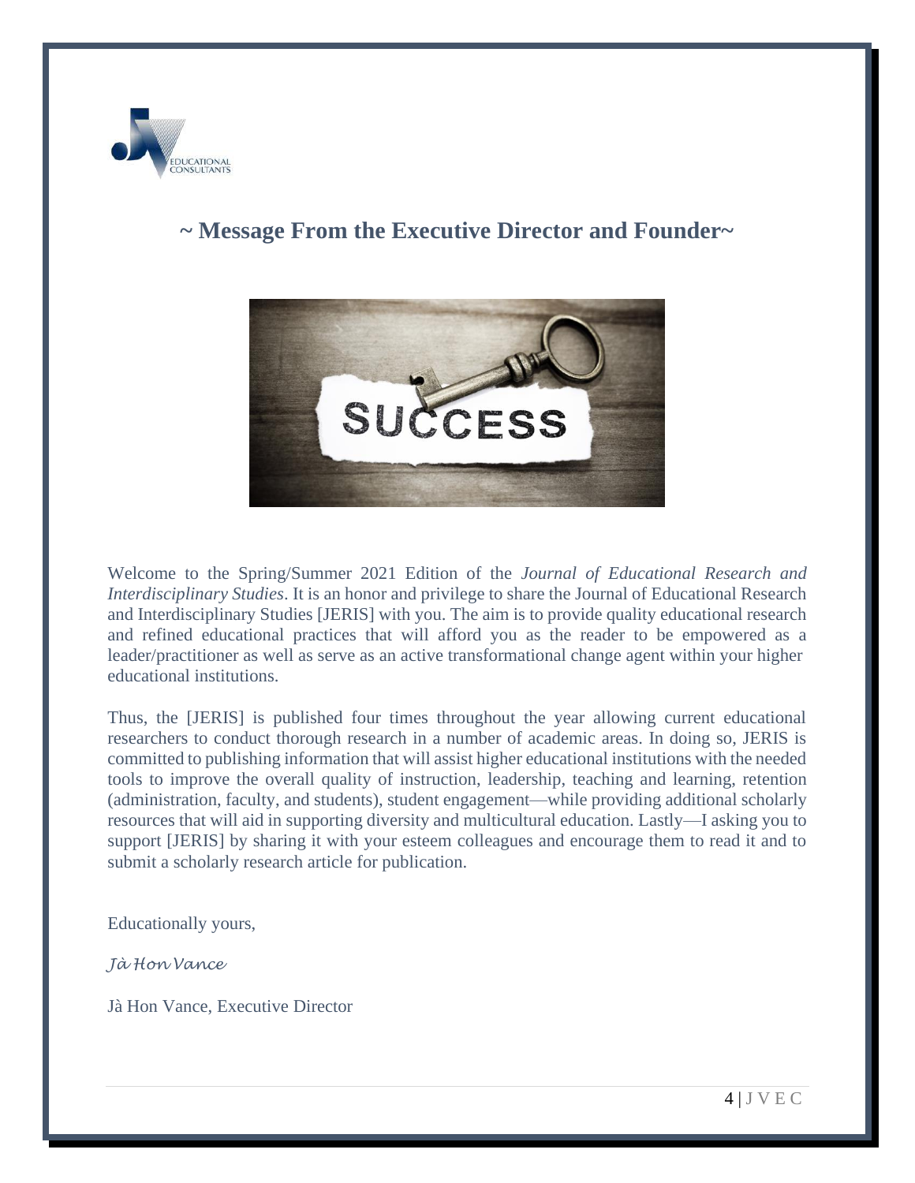## ~ Message From the Executive Director and Founder~

Welcome to the Spring/Summer 2021 Edition of the *Journal of Educational Research and Interdisciplinary Studies*. It is an honor and privilege to share the Journal of Educational Research and Interdisciplinary Studies [JERIS] with you. The aim is to provide quality educational research and refined educational practices that will afford you as the reader to be empowered as a leader/practitioner as well as serve as an active transformational change agent within your higher educational institutions.

Thus, the [JERIS] is published four times throughout the year allowing current educational researchers to conduct thorough research in a number of academic areas. In doing so, JERIS is committed to publishing information that will assist higher educational institutions with the needed tools to improve the overall quality of instruction, leadership, teaching and learning, retention (administration, faculty, and students), student engagement—while providing additional scholarly resources that will aid in supporting diversity and multicultural education. Lastly—I asking you to support [JERIS] by sharing it with your esteem colleagues and encourage them to read it and to submit a scholarly research article for publication.

Educationally yours,

*Jà Hon Vance*

Jà Hon Vance, Executive Director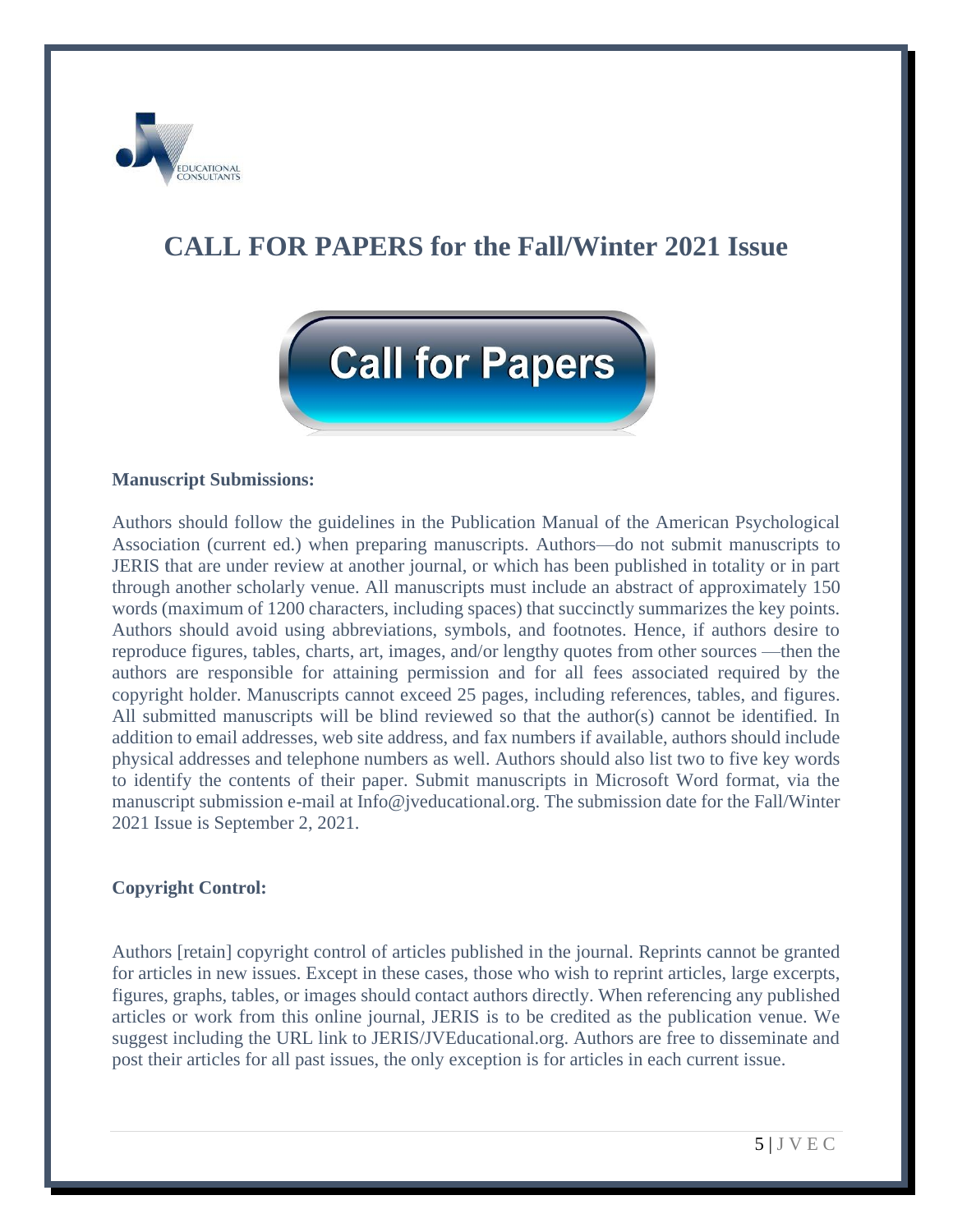# CALL FOR PAPERS for the Fall/Winter 2021 Issue

**Manuscript Submissions:**

Authors should follow the guidelines in the Publication Manual of the American Psychological Association (current ed.) when preparing manuscripts. Authors—do not submit manuscripts to JERIS that are under review at another journal, or which has been published in totality or in part through another scholarly venue. All manuscripts must include an abstract of approximately 150 words (maximum of 1200 characters, including spaces) that succinctly summarizes the key points. Authors should avoid using abbreviations, symbols, and footnotes. Hence, if authors desire to reproduce figures, tables, charts, art, images, and/or lengthy quotes from other sources —then the authors are responsible for attaining permission and for all fees associated required by the copyright holder. Manuscripts cannot exceed 25 pages, including references, tables, and figures. All submitted manuscripts will be blind reviewed so that the author(s) cannot be identified. In addition to email addresses, web site address, and fax numbers if available, authors should include physical addresses and telephone numbers as well. Authors should also list two to five key words to identify the contents of their paper. Submit manuscripts in Microsoft Word format, via the manuscript submission e-mail at Info@jveducational.org. The submission date for the Fall/Winter 2021 Issue is September 2, 2021.

**Copyright Control:**

Authors [retain] copyright control of articles published in the journal. Reprints cannot be granted for articles in new issues. Except in these cases, those who wish to reprint articles, large excerpts, figures, graphs, tables, or images should contact authors directly. When referencing any published articles or work from this online journal, JERIS is to be credited as the publication venue. We suggest including the URL link to JERIS/JVEducational.org. Authors are free to disseminate and post their articles for all past issues, the only exception is for articles in each current issue.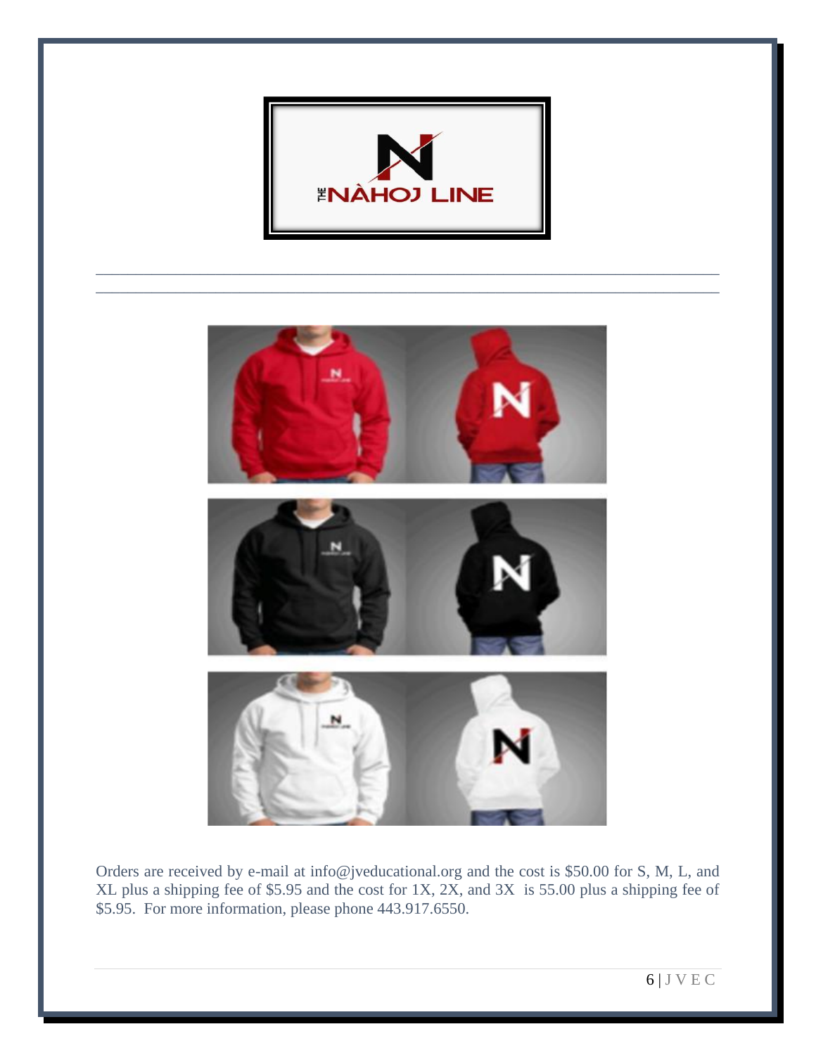THE NÀHOJ LINE

Orders are received by e-mail at info@jveducational.org and the cost is $50.00 for S, M, L, and XL plus a shipping fee of $5.95 and the cost for 1X, 2X, and 3X is 55.00 plus a shipping fee of $5.95. For more information, please phone 443.917.6550.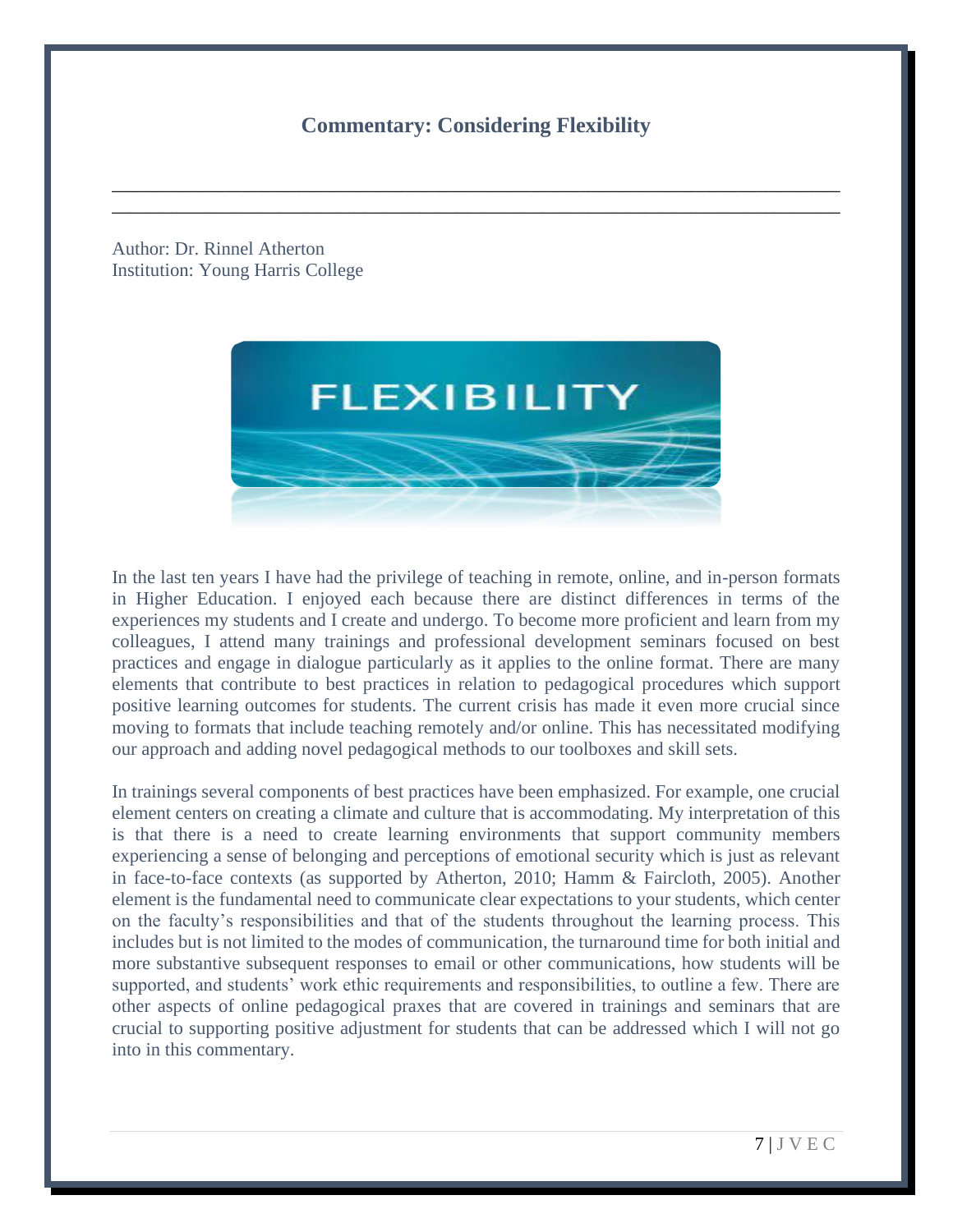## Commentary: Considering Flexibility

---

Author: Dr. Rinnel Atherton
Institution: Young Harris College

In the last ten years I have had the privilege of teaching in remote, online, and in-person formats in Higher Education. I enjoyed each because there are distinct differences in terms of the experiences my students and I create and undergo. To become more proficient and learn from my colleagues, I attend many trainings and professional development seminars focused on best practices and engage in dialogue particularly as it applies to the online format. There are many elements that contribute to best practices in relation to pedagogical procedures which support positive learning outcomes for students. The current crisis has made it even more crucial since moving to formats that include teaching remotely and/or online. This has necessitated modifying our approach and adding novel pedagogical methods to our toolboxes and skill sets.

In trainings several components of best practices have been emphasized. For example, one crucial element centers on creating a climate and culture that is accommodating. My interpretation of this is that there is a need to create learning environments that support community members experiencing a sense of belonging and perceptions of emotional security which is just as relevant in face-to-face contexts (as supported by Atherton, 2010; Hamm & Faircloth, 2005). Another element is the fundamental need to communicate clear expectations to your students, which center on the faculty's responsibilities and that of the students throughout the learning process. This includes but is not limited to the modes of communication, the turnaround time for both initial and more substantive subsequent responses to email or other communications, how students will be supported, and students' work ethic requirements and responsibilities, to outline a few. There are other aspects of online pedagogical praxes that are covered in trainings and seminars that are crucial to supporting positive adjustment for students that can be addressed which I will not go into in this commentary.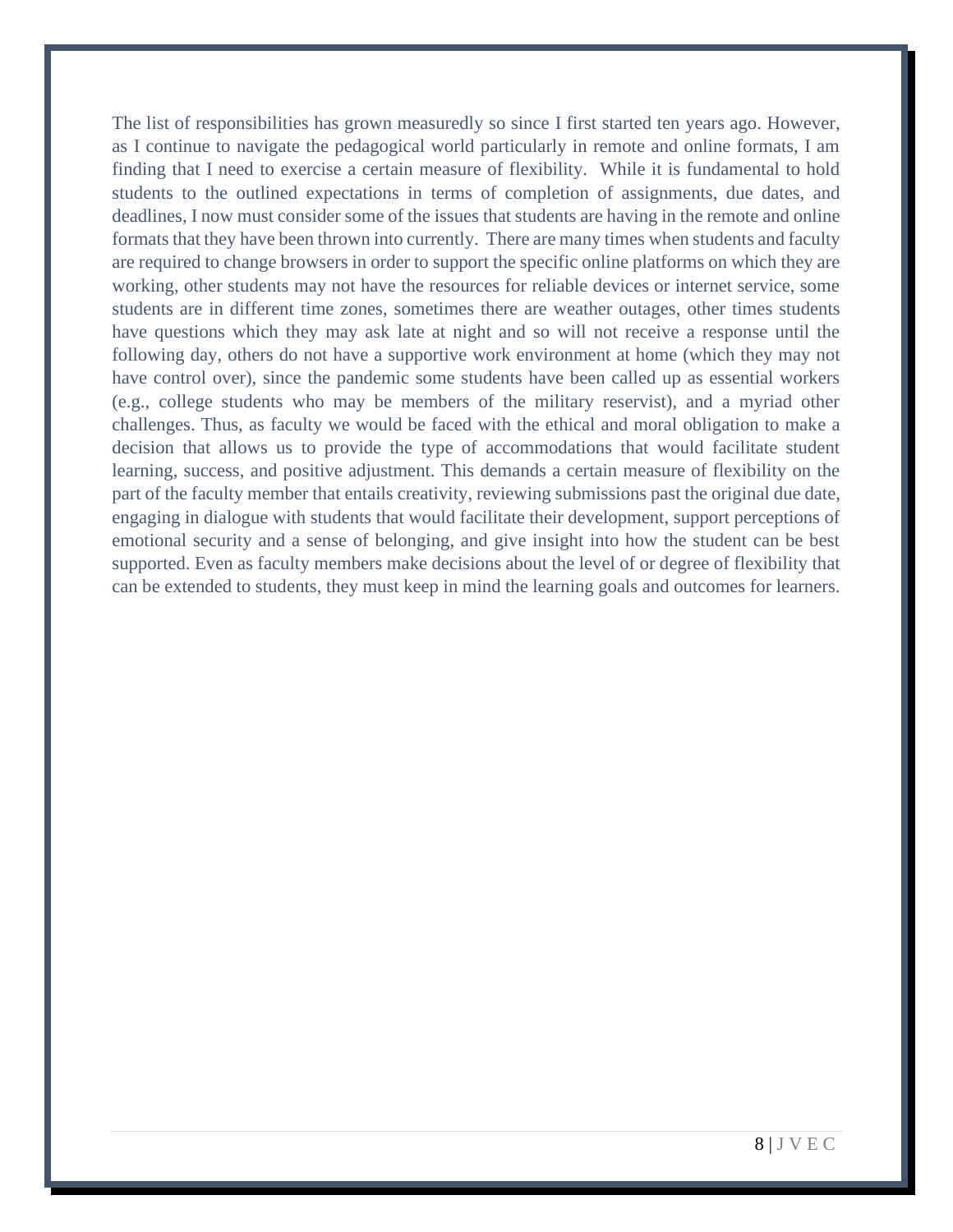The list of responsibilities has grown measuredly so since I first started ten years ago. However, as I continue to navigate the pedagogical world particularly in remote and online formats, I am finding that I need to exercise a certain measure of flexibility. While it is fundamental to hold students to the outlined expectations in terms of completion of assignments, due dates, and deadlines, I now must consider some of the issues that students are having in the remote and online formats that they have been thrown into currently. There are many times when students and faculty are required to change browsers in order to support the specific online platforms on which they are working, other students may not have the resources for reliable devices or internet service, some students are in different time zones, sometimes there are weather outages, other times students have questions which they may ask late at night and so will not receive a response until the following day, others do not have a supportive work environment at home (which they may not have control over), since the pandemic some students have been called up as essential workers (e.g., college students who may be members of the military reservist), and a myriad other challenges. Thus, as faculty we would be faced with the ethical and moral obligation to make a decision that allows us to provide the type of accommodations that would facilitate student learning, success, and positive adjustment. This demands a certain measure of flexibility on the part of the faculty member that entails creativity, reviewing submissions past the original due date, engaging in dialogue with students that would facilitate their development, support perceptions of emotional security and a sense of belonging, and give insight into how the student can be best supported. Even as faculty members make decisions about the level of or degree of flexibility that can be extended to students, they must keep in mind the learning goals and outcomes for learners.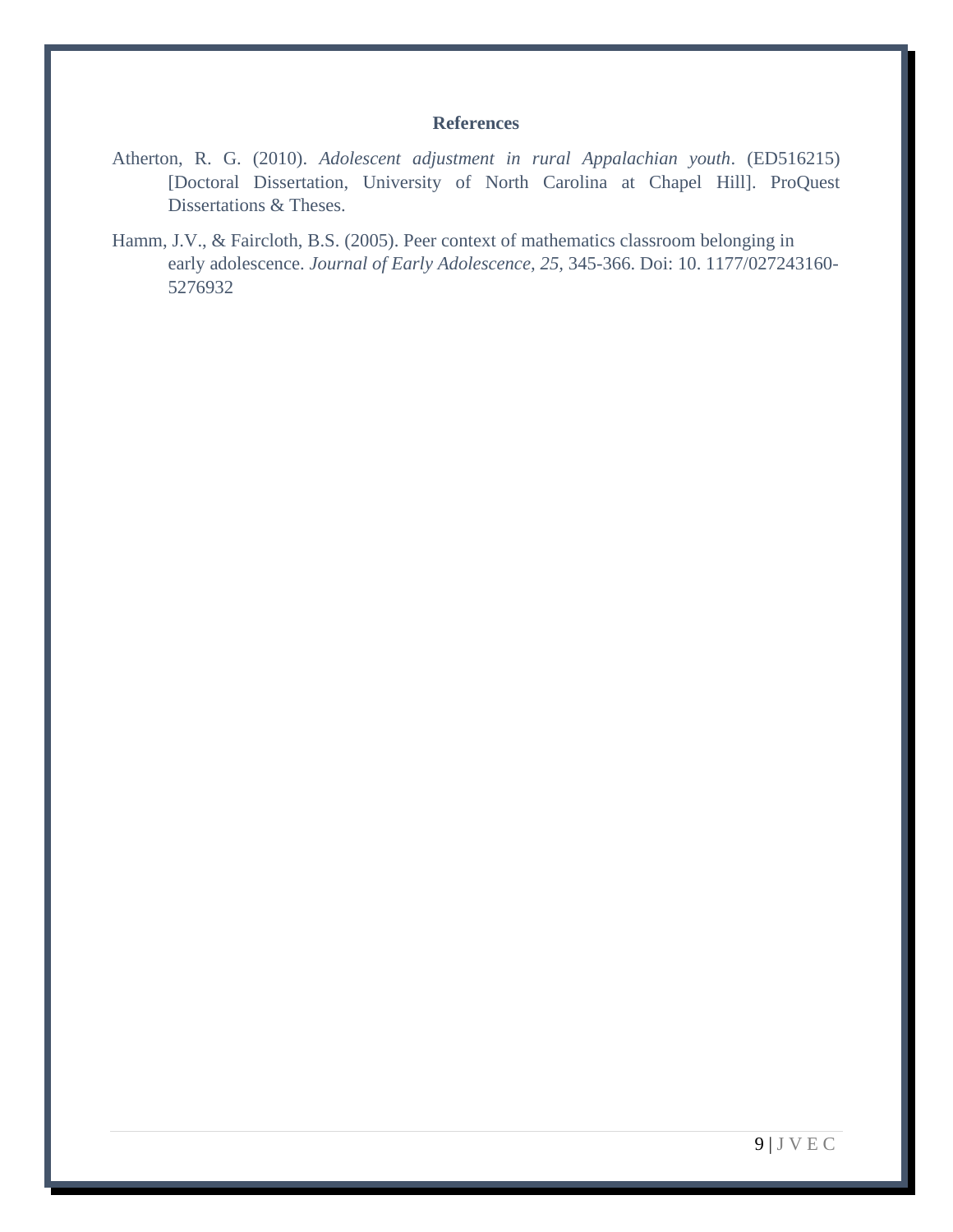## References

Atherton, R. G. (2010). *Adolescent adjustment in rural Appalachian youth*. (ED516215) [Doctoral Dissertation, University of North Carolina at Chapel Hill]. ProQuest Dissertations & Theses.

Hamm, J.V., & Faircloth, B.S. (2005). Peer context of mathematics classroom belonging in early adolescence. *Journal of Early Adolescence, 25,* 345-366. Doi: 10. 1177/027243160-5276932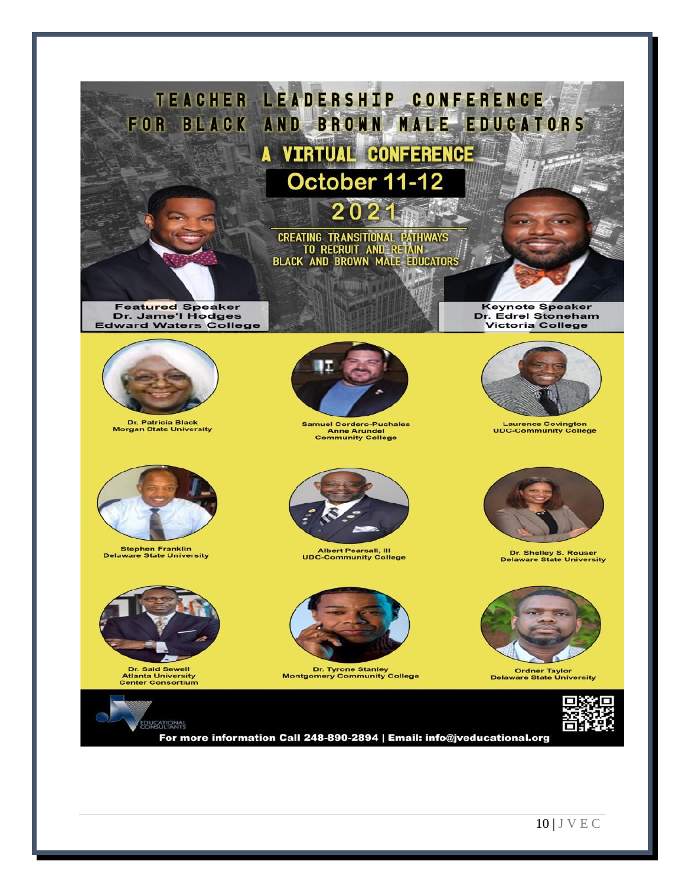# TEACHER LEADERSHIP CONFERENCE FOR BLACK AND BROWN MALE EDUCATORS

## A VIRTUAL CONFERENCE

**October 11-12**

**2021**

CREATING TRANSITIONAL PATHWAYS TO RECRUIT AND RETAIN BLACK AND BROWN MALE EDUCATORS

**Featured Speaker**
Dr. Jame'l Hodges
Edward Waters College

**Keynote Speaker**
Dr. Edrel Stoneham
Victoria College

Dr. Patricia Black
Morgan State University

Samuel Cordero-Puchales
Anne Arundel Community College

Laurence Covington
UDC-Community College

Stephen Franklin
Delaware State University

Albert Pearsall, III
UDC-Community College

Dr. Shelley S. Rouser
Delaware State University

Dr. Said Sewell
Atlanta University Center Consortium

Dr. Tyrone Stanley
Montgomery Community College

Ordner Taylor
Delaware State University

EDUCATIONAL CONSULTANTS

For more information Call 248-890-2894 | Email: info@jveducational.org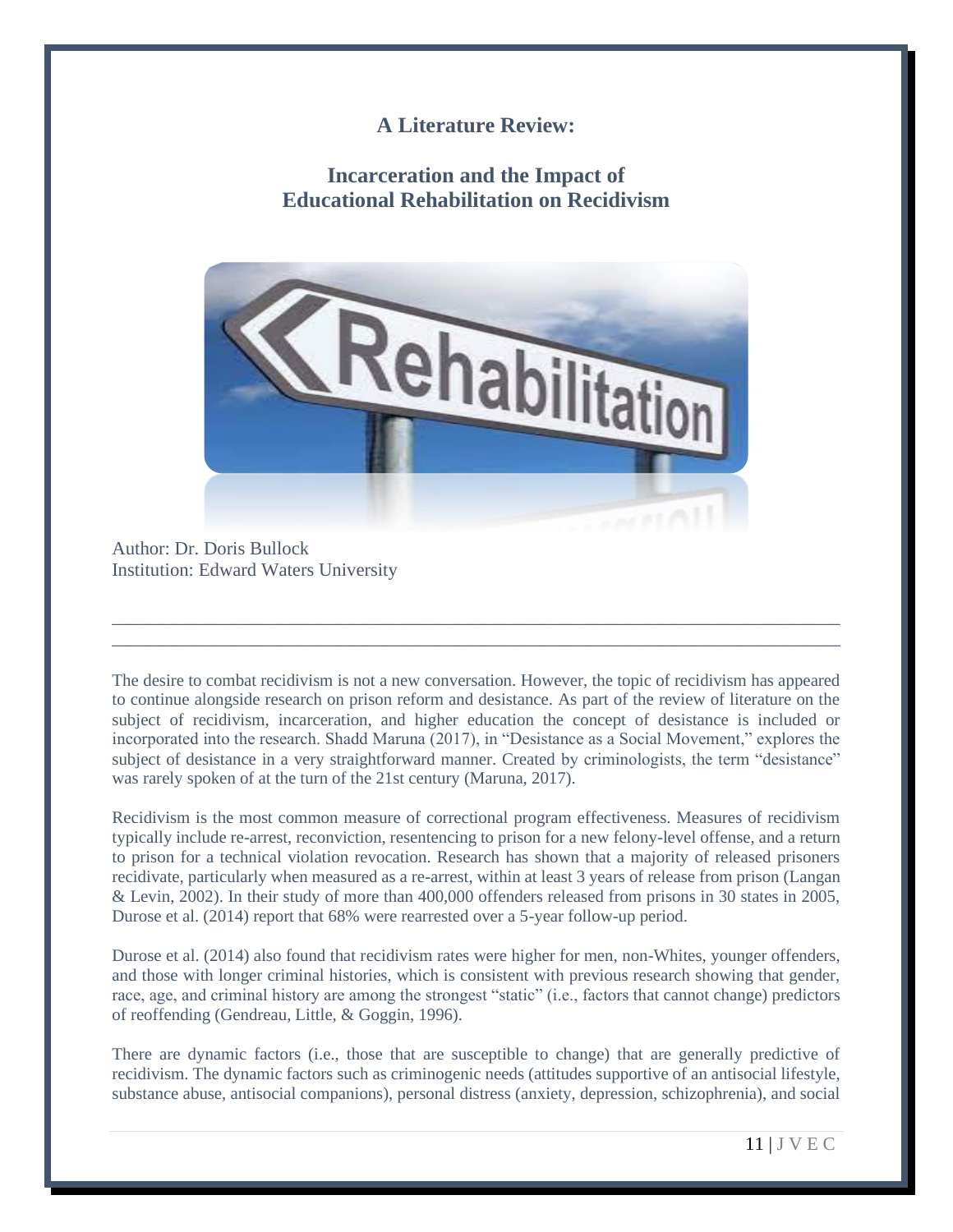# A Literature Review:

## Incarceration and the Impact of Educational Rehabilitation on Recidivism

Author: Dr. Doris Bullock
Institution: Edward Waters University

---

The desire to combat recidivism is not a new conversation. However, the topic of recidivism has appeared to continue alongside research on prison reform and desistance. As part of the review of literature on the subject of recidivism, incarceration, and higher education the concept of desistance is included or incorporated into the research. Shadd Maruna (2017), in "Desistance as a Social Movement," explores the subject of desistance in a very straightforward manner. Created by criminologists, the term "desistance" was rarely spoken of at the turn of the 21st century (Maruna, 2017).

Recidivism is the most common measure of correctional program effectiveness. Measures of recidivism typically include re-arrest, reconviction, resentencing to prison for a new felony-level offense, and a return to prison for a technical violation revocation. Research has shown that a majority of released prisoners recidivate, particularly when measured as a re-arrest, within at least 3 years of release from prison (Langan & Levin, 2002). In their study of more than 400,000 offenders released from prisons in 30 states in 2005, Durose et al. (2014) report that 68% were rearrested over a 5-year follow-up period.

Durose et al. (2014) also found that recidivism rates were higher for men, non-Whites, younger offenders, and those with longer criminal histories, which is consistent with previous research showing that gender, race, age, and criminal history are among the strongest "static" (i.e., factors that cannot change) predictors of reoffending (Gendreau, Little, & Goggin, 1996).

There are dynamic factors (i.e., those that are susceptible to change) that are generally predictive of recidivism. The dynamic factors such as criminogenic needs (attitudes supportive of an antisocial lifestyle, substance abuse, antisocial companions), personal distress (anxiety, depression, schizophrenia), and social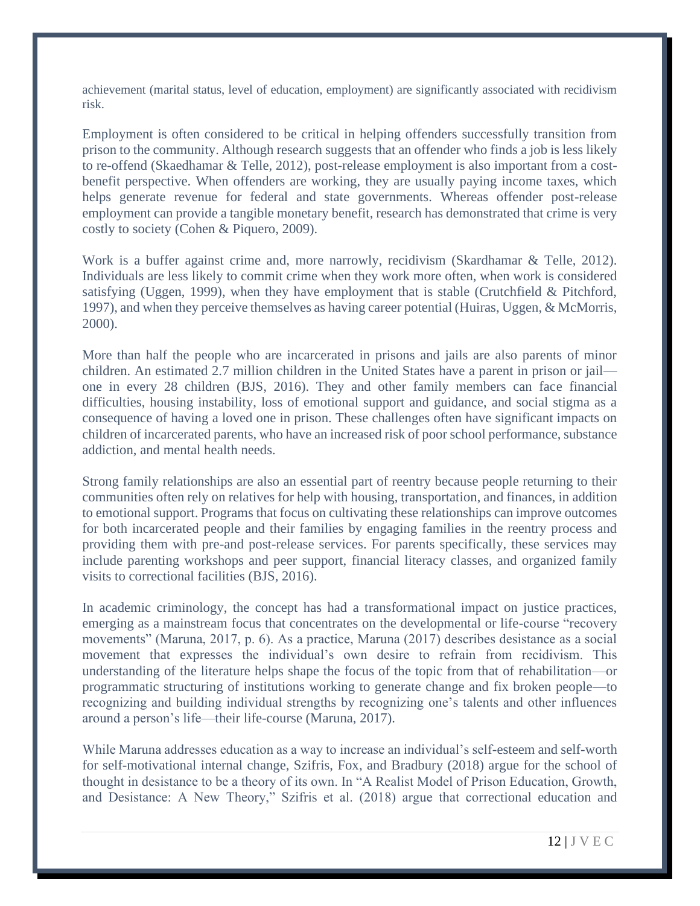achievement (marital status, level of education, employment) are significantly associated with recidivism risk.

Employment is often considered to be critical in helping offenders successfully transition from prison to the community. Although research suggests that an offender who finds a job is less likely to re-offend (Skaedhamar & Telle, 2012), post-release employment is also important from a cost-benefit perspective. When offenders are working, they are usually paying income taxes, which helps generate revenue for federal and state governments. Whereas offender post-release employment can provide a tangible monetary benefit, research has demonstrated that crime is very costly to society (Cohen & Piquero, 2009).

Work is a buffer against crime and, more narrowly, recidivism (Skardhamar & Telle, 2012). Individuals are less likely to commit crime when they work more often, when work is considered satisfying (Uggen, 1999), when they have employment that is stable (Crutchfield & Pitchford, 1997), and when they perceive themselves as having career potential (Huiras, Uggen, & McMorris, 2000).

More than half the people who are incarcerated in prisons and jails are also parents of minor children. An estimated 2.7 million children in the United States have a parent in prison or jail—one in every 28 children (BJS, 2016). They and other family members can face financial difficulties, housing instability, loss of emotional support and guidance, and social stigma as a consequence of having a loved one in prison. These challenges often have significant impacts on children of incarcerated parents, who have an increased risk of poor school performance, substance addiction, and mental health needs.

Strong family relationships are also an essential part of reentry because people returning to their communities often rely on relatives for help with housing, transportation, and finances, in addition to emotional support. Programs that focus on cultivating these relationships can improve outcomes for both incarcerated people and their families by engaging families in the reentry process and providing them with pre-and post-release services. For parents specifically, these services may include parenting workshops and peer support, financial literacy classes, and organized family visits to correctional facilities (BJS, 2016).

In academic criminology, the concept has had a transformational impact on justice practices, emerging as a mainstream focus that concentrates on the developmental or life-course "recovery movements" (Maruna, 2017, p. 6). As a practice, Maruna (2017) describes desistance as a social movement that expresses the individual's own desire to refrain from recidivism. This understanding of the literature helps shape the focus of the topic from that of rehabilitation—or programmatic structuring of institutions working to generate change and fix broken people—to recognizing and building individual strengths by recognizing one's talents and other influences around a person's life—their life-course (Maruna, 2017).

While Maruna addresses education as a way to increase an individual's self-esteem and self-worth for self-motivational internal change, Szifris, Fox, and Bradbury (2018) argue for the school of thought in desistance to be a theory of its own. In "A Realist Model of Prison Education, Growth, and Desistance: A New Theory," Szifris et al. (2018) argue that correctional education and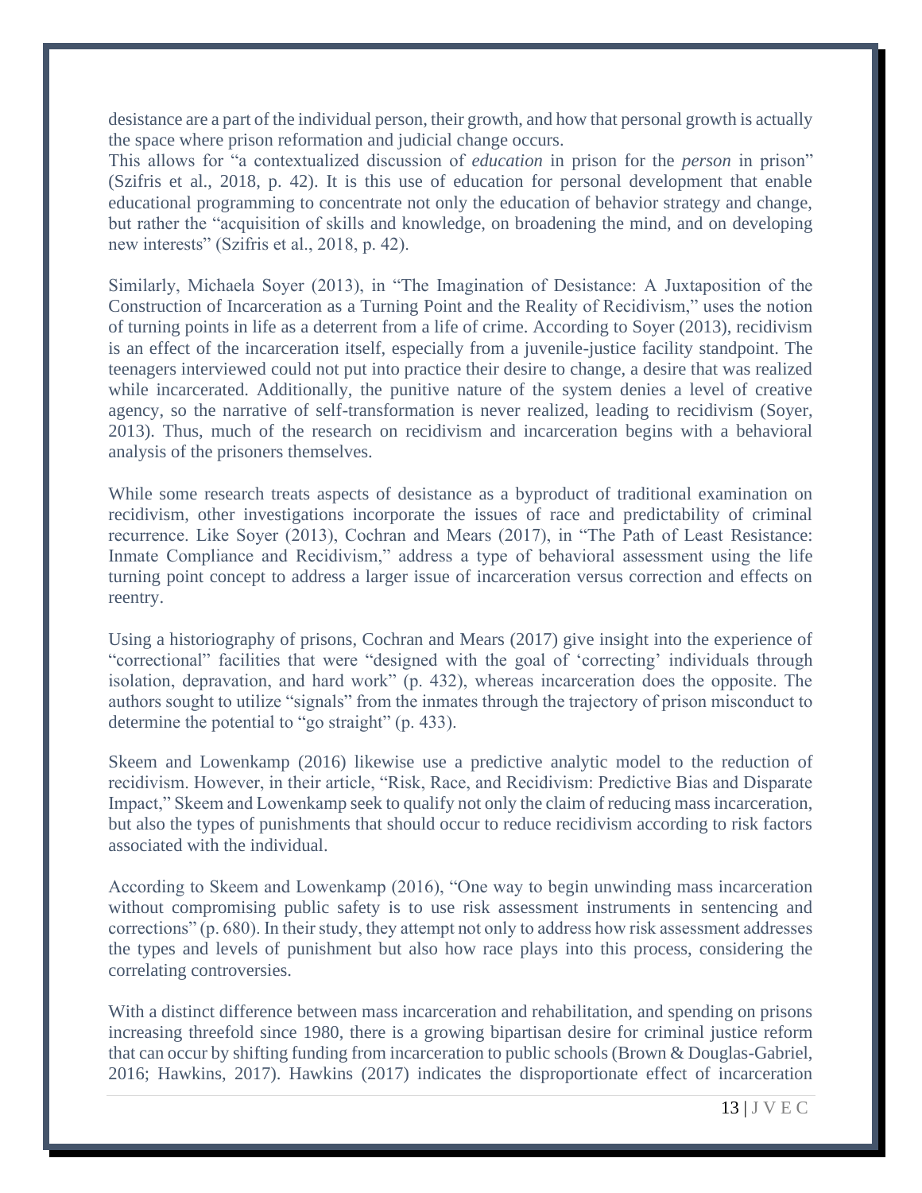desistance are a part of the individual person, their growth, and how that personal growth is actually the space where prison reformation and judicial change occurs.
This allows for "a contextualized discussion of *education* in prison for the *person* in prison" (Szifris et al., 2018, p. 42). It is this use of education for personal development that enable educational programming to concentrate not only the education of behavior strategy and change, but rather the "acquisition of skills and knowledge, on broadening the mind, and on developing new interests" (Szifris et al., 2018, p. 42).

Similarly, Michaela Soyer (2013), in "The Imagination of Desistance: A Juxtaposition of the Construction of Incarceration as a Turning Point and the Reality of Recidivism," uses the notion of turning points in life as a deterrent from a life of crime. According to Soyer (2013), recidivism is an effect of the incarceration itself, especially from a juvenile-justice facility standpoint. The teenagers interviewed could not put into practice their desire to change, a desire that was realized while incarcerated. Additionally, the punitive nature of the system denies a level of creative agency, so the narrative of self-transformation is never realized, leading to recidivism (Soyer, 2013). Thus, much of the research on recidivism and incarceration begins with a behavioral analysis of the prisoners themselves.

While some research treats aspects of desistance as a byproduct of traditional examination on recidivism, other investigations incorporate the issues of race and predictability of criminal recurrence. Like Soyer (2013), Cochran and Mears (2017), in "The Path of Least Resistance: Inmate Compliance and Recidivism," address a type of behavioral assessment using the life turning point concept to address a larger issue of incarceration versus correction and effects on reentry.

Using a historiography of prisons, Cochran and Mears (2017) give insight into the experience of "correctional" facilities that were "designed with the goal of 'correcting' individuals through isolation, depravation, and hard work" (p. 432), whereas incarceration does the opposite. The authors sought to utilize "signals" from the inmates through the trajectory of prison misconduct to determine the potential to "go straight" (p. 433).

Skeem and Lowenkamp (2016) likewise use a predictive analytic model to the reduction of recidivism. However, in their article, "Risk, Race, and Recidivism: Predictive Bias and Disparate Impact," Skeem and Lowenkamp seek to qualify not only the claim of reducing mass incarceration, but also the types of punishments that should occur to reduce recidivism according to risk factors associated with the individual.

According to Skeem and Lowenkamp (2016), "One way to begin unwinding mass incarceration without compromising public safety is to use risk assessment instruments in sentencing and corrections" (p. 680). In their study, they attempt not only to address how risk assessment addresses the types and levels of punishment but also how race plays into this process, considering the correlating controversies.

With a distinct difference between mass incarceration and rehabilitation, and spending on prisons increasing threefold since 1980, there is a growing bipartisan desire for criminal justice reform that can occur by shifting funding from incarceration to public schools (Brown & Douglas-Gabriel, 2016; Hawkins, 2017). Hawkins (2017) indicates the disproportionate effect of incarceration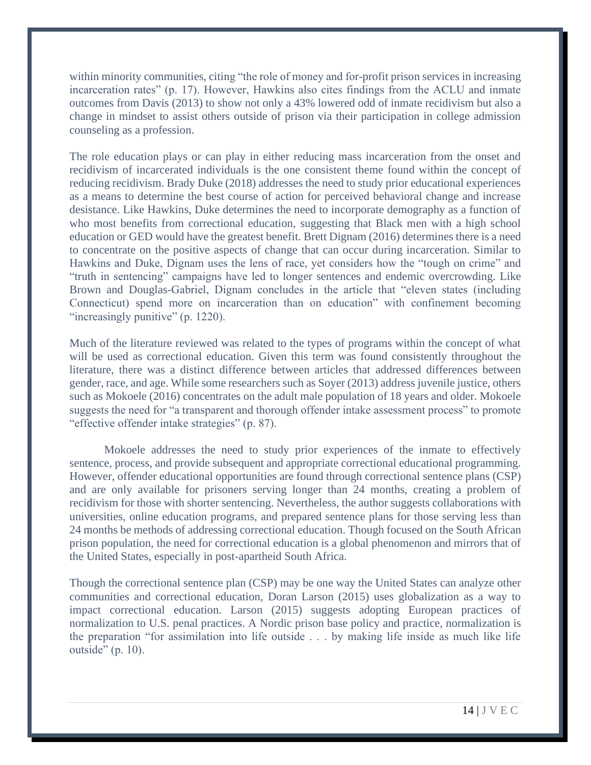within minority communities, citing "the role of money and for-profit prison services in increasing incarceration rates" (p. 17). However, Hawkins also cites findings from the ACLU and inmate outcomes from Davis (2013) to show not only a 43% lowered odd of inmate recidivism but also a change in mindset to assist others outside of prison via their participation in college admission counseling as a profession.

The role education plays or can play in either reducing mass incarceration from the onset and recidivism of incarcerated individuals is the one consistent theme found within the concept of reducing recidivism. Brady Duke (2018) addresses the need to study prior educational experiences as a means to determine the best course of action for perceived behavioral change and increase desistance. Like Hawkins, Duke determines the need to incorporate demography as a function of who most benefits from correctional education, suggesting that Black men with a high school education or GED would have the greatest benefit. Brett Dignam (2016) determines there is a need to concentrate on the positive aspects of change that can occur during incarceration. Similar to Hawkins and Duke, Dignam uses the lens of race, yet considers how the "tough on crime" and "truth in sentencing" campaigns have led to longer sentences and endemic overcrowding. Like Brown and Douglas-Gabriel, Dignam concludes in the article that "eleven states (including Connecticut) spend more on incarceration than on education" with confinement becoming "increasingly punitive" (p. 1220).

Much of the literature reviewed was related to the types of programs within the concept of what will be used as correctional education. Given this term was found consistently throughout the literature, there was a distinct difference between articles that addressed differences between gender, race, and age. While some researchers such as Soyer (2013) address juvenile justice, others such as Mokoele (2016) concentrates on the adult male population of 18 years and older. Mokoele suggests the need for "a transparent and thorough offender intake assessment process" to promote "effective offender intake strategies" (p. 87).

Mokoele addresses the need to study prior experiences of the inmate to effectively sentence, process, and provide subsequent and appropriate correctional educational programming. However, offender educational opportunities are found through correctional sentence plans (CSP) and are only available for prisoners serving longer than 24 months, creating a problem of recidivism for those with shorter sentencing. Nevertheless, the author suggests collaborations with universities, online education programs, and prepared sentence plans for those serving less than 24 months be methods of addressing correctional education. Though focused on the South African prison population, the need for correctional education is a global phenomenon and mirrors that of the United States, especially in post-apartheid South Africa.

Though the correctional sentence plan (CSP) may be one way the United States can analyze other communities and correctional education, Doran Larson (2015) uses globalization as a way to impact correctional education. Larson (2015) suggests adopting European practices of normalization to U.S. penal practices. A Nordic prison base policy and practice, normalization is the preparation "for assimilation into life outside . . . by making life inside as much like life outside" (p. 10).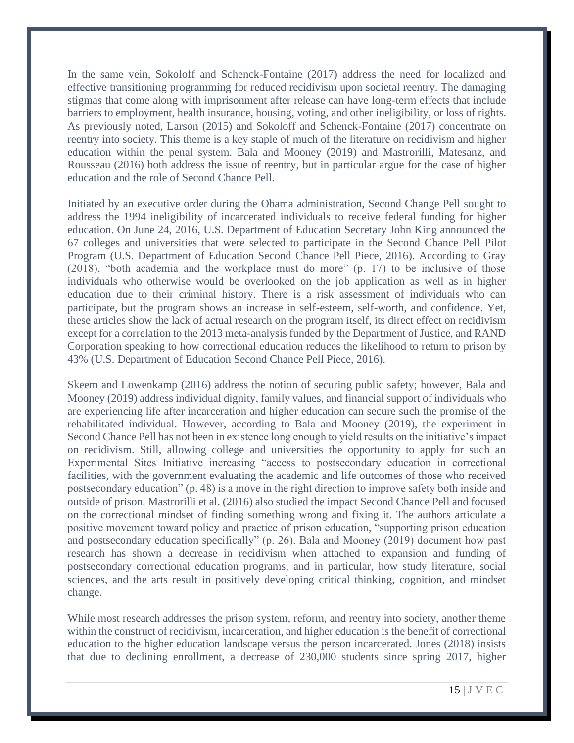In the same vein, Sokoloff and Schenck-Fontaine (2017) address the need for localized and effective transitioning programming for reduced recidivism upon societal reentry. The damaging stigmas that come along with imprisonment after release can have long-term effects that include barriers to employment, health insurance, housing, voting, and other ineligibility, or loss of rights. As previously noted, Larson (2015) and Sokoloff and Schenck-Fontaine (2017) concentrate on reentry into society. This theme is a key staple of much of the literature on recidivism and higher education within the penal system. Bala and Mooney (2019) and Mastrorilli, Matesanz, and Rousseau (2016) both address the issue of reentry, but in particular argue for the case of higher education and the role of Second Chance Pell.

Initiated by an executive order during the Obama administration, Second Change Pell sought to address the 1994 ineligibility of incarcerated individuals to receive federal funding for higher education. On June 24, 2016, U.S. Department of Education Secretary John King announced the 67 colleges and universities that were selected to participate in the Second Chance Pell Pilot Program (U.S. Department of Education Second Chance Pell Piece, 2016). According to Gray (2018), "both academia and the workplace must do more" (p. 17) to be inclusive of those individuals who otherwise would be overlooked on the job application as well as in higher education due to their criminal history. There is a risk assessment of individuals who can participate, but the program shows an increase in self-esteem, self-worth, and confidence. Yet, these articles show the lack of actual research on the program itself, its direct effect on recidivism except for a correlation to the 2013 meta-analysis funded by the Department of Justice, and RAND Corporation speaking to how correctional education reduces the likelihood to return to prison by 43% (U.S. Department of Education Second Chance Pell Piece, 2016).

Skeem and Lowenkamp (2016) address the notion of securing public safety; however, Bala and Mooney (2019) address individual dignity, family values, and financial support of individuals who are experiencing life after incarceration and higher education can secure such the promise of the rehabilitated individual. However, according to Bala and Mooney (2019), the experiment in Second Chance Pell has not been in existence long enough to yield results on the initiative's impact on recidivism. Still, allowing college and universities the opportunity to apply for such an Experimental Sites Initiative increasing "access to postsecondary education in correctional facilities, with the government evaluating the academic and life outcomes of those who received postsecondary education" (p. 48) is a move in the right direction to improve safety both inside and outside of prison. Mastrorilli et al. (2016) also studied the impact Second Chance Pell and focused on the correctional mindset of finding something wrong and fixing it. The authors articulate a positive movement toward policy and practice of prison education, "supporting prison education and postsecondary education specifically" (p. 26). Bala and Mooney (2019) document how past research has shown a decrease in recidivism when attached to expansion and funding of postsecondary correctional education programs, and in particular, how study literature, social sciences, and the arts result in positively developing critical thinking, cognition, and mindset change.

While most research addresses the prison system, reform, and reentry into society, another theme within the construct of recidivism, incarceration, and higher education is the benefit of correctional education to the higher education landscape versus the person incarcerated. Jones (2018) insists that due to declining enrollment, a decrease of 230,000 students since spring 2017, higher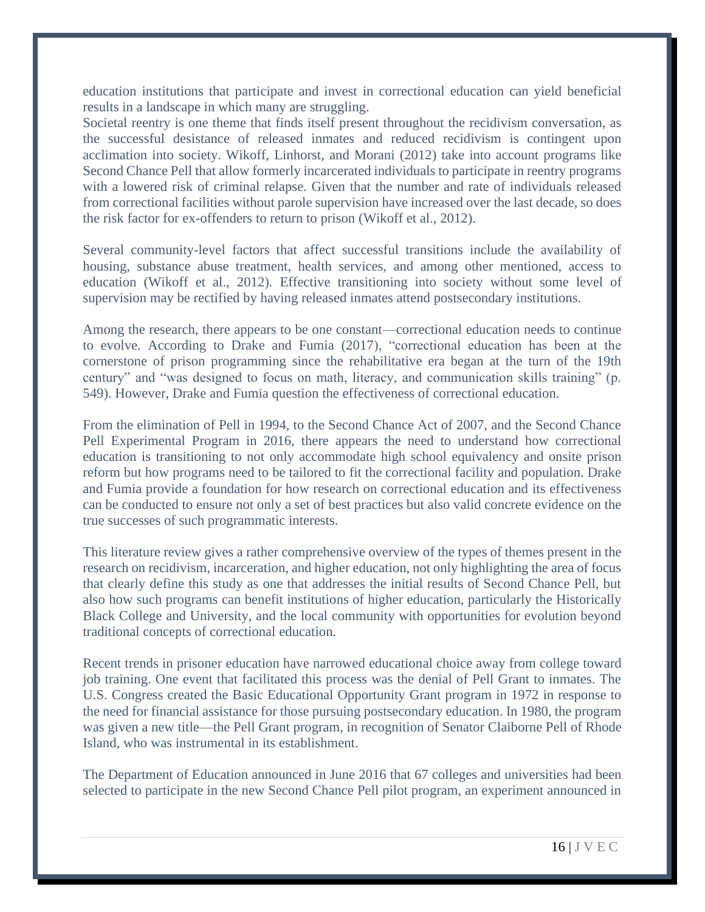education institutions that participate and invest in correctional education can yield beneficial results in a landscape in which many are struggling.

Societal reentry is one theme that finds itself present throughout the recidivism conversation, as the successful desistance of released inmates and reduced recidivism is contingent upon acclimation into society. Wikoff, Linhorst, and Morani (2012) take into account programs like Second Chance Pell that allow formerly incarcerated individuals to participate in reentry programs with a lowered risk of criminal relapse. Given that the number and rate of individuals released from correctional facilities without parole supervision have increased over the last decade, so does the risk factor for ex-offenders to return to prison (Wikoff et al., 2012).

Several community-level factors that affect successful transitions include the availability of housing, substance abuse treatment, health services, and among other mentioned, access to education (Wikoff et al., 2012). Effective transitioning into society without some level of supervision may be rectified by having released inmates attend postsecondary institutions.

Among the research, there appears to be one constant—correctional education needs to continue to evolve. According to Drake and Fumia (2017), "correctional education has been at the cornerstone of prison programming since the rehabilitative era began at the turn of the 19th century" and "was designed to focus on math, literacy, and communication skills training" (p. 549). However, Drake and Fumia question the effectiveness of correctional education.

From the elimination of Pell in 1994, to the Second Chance Act of 2007, and the Second Chance Pell Experimental Program in 2016, there appears the need to understand how correctional education is transitioning to not only accommodate high school equivalency and onsite prison reform but how programs need to be tailored to fit the correctional facility and population. Drake and Fumia provide a foundation for how research on correctional education and its effectiveness can be conducted to ensure not only a set of best practices but also valid concrete evidence on the true successes of such programmatic interests.

This literature review gives a rather comprehensive overview of the types of themes present in the research on recidivism, incarceration, and higher education, not only highlighting the area of focus that clearly define this study as one that addresses the initial results of Second Chance Pell, but also how such programs can benefit institutions of higher education, particularly the Historically Black College and University, and the local community with opportunities for evolution beyond traditional concepts of correctional education.

Recent trends in prisoner education have narrowed educational choice away from college toward job training. One event that facilitated this process was the denial of Pell Grant to inmates. The U.S. Congress created the Basic Educational Opportunity Grant program in 1972 in response to the need for financial assistance for those pursuing postsecondary education. In 1980, the program was given a new title—the Pell Grant program, in recognition of Senator Claiborne Pell of Rhode Island, who was instrumental in its establishment.

The Department of Education announced in June 2016 that 67 colleges and universities had been selected to participate in the new Second Chance Pell pilot program, an experiment announced in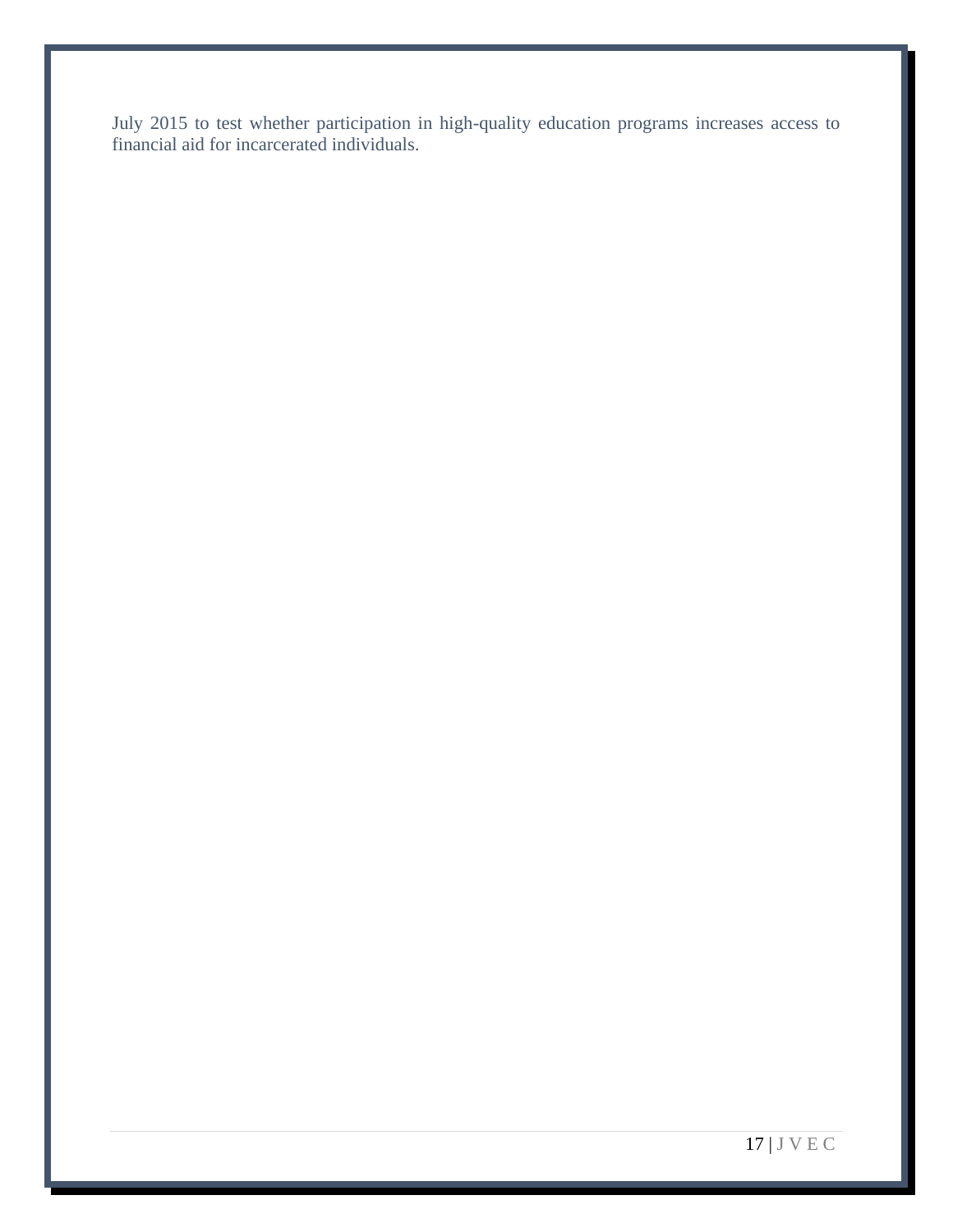July 2015 to test whether participation in high-quality education programs increases access to financial aid for incarcerated individuals.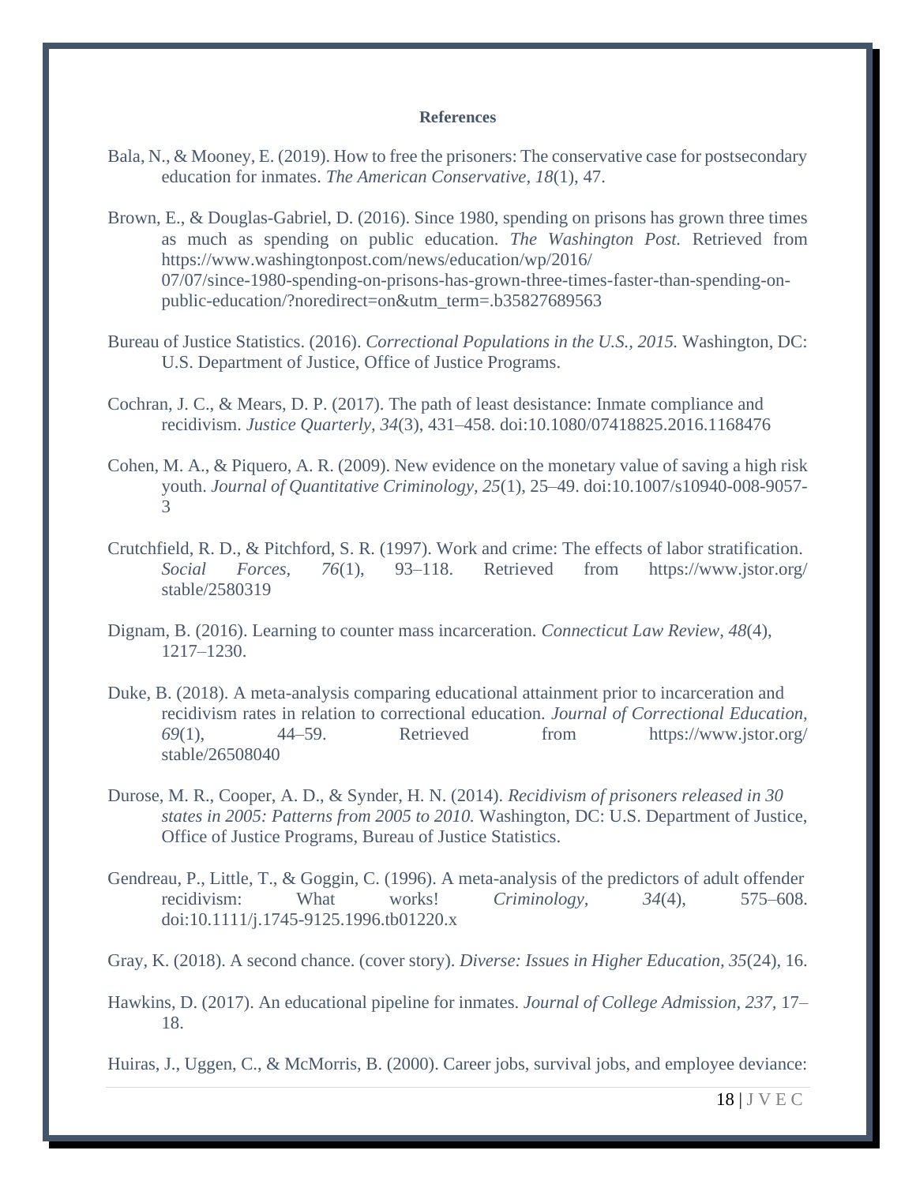## References

Bala, N., & Mooney, E. (2019). How to free the prisoners: The conservative case for postsecondary education for inmates. *The American Conservative, 18*(1), 47.

Brown, E., & Douglas-Gabriel, D. (2016). Since 1980, spending on prisons has grown three times as much as spending on public education. *The Washington Post.* Retrieved from https://www.washingtonpost.com/news/education/wp/2016/07/07/since-1980-spending-on-prisons-has-grown-three-times-faster-than-spending-on-public-education/?noredirect=on&utm_term=.b35827689563

Bureau of Justice Statistics. (2016). *Correctional Populations in the U.S., 2015.* Washington, DC: U.S. Department of Justice, Office of Justice Programs.

Cochran, J. C., & Mears, D. P. (2017). The path of least desistance: Inmate compliance and recidivism. *Justice Quarterly, 34*(3), 431–458. doi:10.1080/07418825.2016.1168476

Cohen, M. A., & Piquero, A. R. (2009). New evidence on the monetary value of saving a high risk youth. *Journal of Quantitative Criminology, 25*(1), 25–49. doi:10.1007/s10940-008-9057-3

Crutchfield, R. D., & Pitchford, S. R. (1997). Work and crime: The effects of labor stratification. *Social Forces, 76*(1), 93–118. Retrieved from https://www.jstor.org/stable/2580319

Dignam, B. (2016). Learning to counter mass incarceration. *Connecticut Law Review, 48*(4), 1217–1230.

Duke, B. (2018). A meta-analysis comparing educational attainment prior to incarceration and recidivism rates in relation to correctional education. *Journal of Correctional Education, 69*(1), 44–59. Retrieved from https://www.jstor.org/stable/26508040

Durose, M. R., Cooper, A. D., & Synder, H. N. (2014). *Recidivism of prisoners released in 30 states in 2005: Patterns from 2005 to 2010.* Washington, DC: U.S. Department of Justice, Office of Justice Programs, Bureau of Justice Statistics.

Gendreau, P., Little, T., & Goggin, C. (1996). A meta-analysis of the predictors of adult offender recidivism: What works! *Criminology, 34*(4), 575–608. doi:10.1111/j.1745-9125.1996.tb01220.x

Gray, K. (2018). A second chance. (cover story). *Diverse: Issues in Higher Education, 35*(24), 16.

Hawkins, D. (2017). An educational pipeline for inmates. *Journal of College Admission, 237,* 17–18.

Huiras, J., Uggen, C., & McMorris, B. (2000). Career jobs, survival jobs, and employee deviance: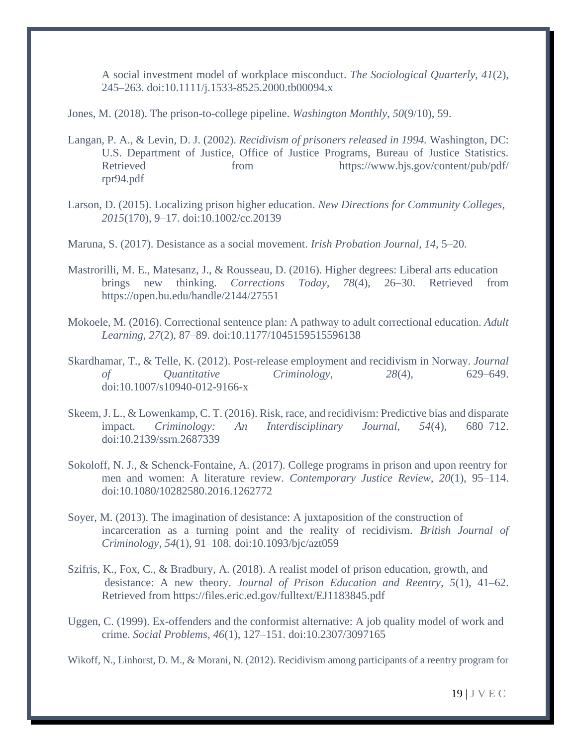A social investment model of workplace misconduct. *The Sociological Quarterly*, *41*(2), 245–263. doi:10.1111/j.1533-8525.2000.tb00094.x

Jones, M. (2018). The prison-to-college pipeline. *Washington Monthly*, *50*(9/10), 59.

Langan, P. A., & Levin, D. J. (2002). *Recidivism of prisoners released in 1994.* Washington, DC: U.S. Department of Justice, Office of Justice Programs, Bureau of Justice Statistics. Retrieved from https://www.bjs.gov/content/pub/pdf/rpr94.pdf

Larson, D. (2015). Localizing prison higher education. *New Directions for Community Colleges*, *2015*(170), 9–17. doi:10.1002/cc.20139

Maruna, S. (2017). Desistance as a social movement. *Irish Probation Journal*, *14*, 5–20.

Mastrorilli, M. E., Matesanz, J., & Rousseau, D. (2016). Higher degrees: Liberal arts education brings new thinking. *Corrections Today*, *78*(4), 26–30. Retrieved from https://open.bu.edu/handle/2144/27551

Mokoele, M. (2016). Correctional sentence plan: A pathway to adult correctional education. *Adult Learning*, *27*(2), 87–89. doi:10.1177/1045159515596138

Skardhamar, T., & Telle, K. (2012). Post-release employment and recidivism in Norway. *Journal of Quantitative Criminology*, *28*(4), 629–649. doi:10.1007/s10940-012-9166-x

Skeem, J. L., & Lowenkamp, C. T. (2016). Risk, race, and recidivism: Predictive bias and disparate impact. *Criminology: An Interdisciplinary Journal*, *54*(4), 680–712. doi:10.2139/ssrn.2687339

Sokoloff, N. J., & Schenck-Fontaine, A. (2017). College programs in prison and upon reentry for men and women: A literature review. *Contemporary Justice Review, 20*(1), 95–114. doi:10.1080/10282580.2016.1262772

Soyer, M. (2013). The imagination of desistance: A juxtaposition of the construction of incarceration as a turning point and the reality of recidivism. *British Journal of Criminology*, *54*(1), 91–108. doi:10.1093/bjc/azt059

Szifris, K., Fox, C., & Bradbury, A. (2018). A realist model of prison education, growth, and desistance: A new theory. *Journal of Prison Education and Reentry*, *5*(1), 41–62. Retrieved from https://files.eric.ed.gov/fulltext/EJ1183845.pdf

Uggen, C. (1999). Ex-offenders and the conformist alternative: A job quality model of work and crime. *Social Problems*, *46*(1), 127–151. doi:10.2307/3097165

Wikoff, N., Linhorst, D. M., & Morani, N. (2012). Recidivism among participants of a reentry program for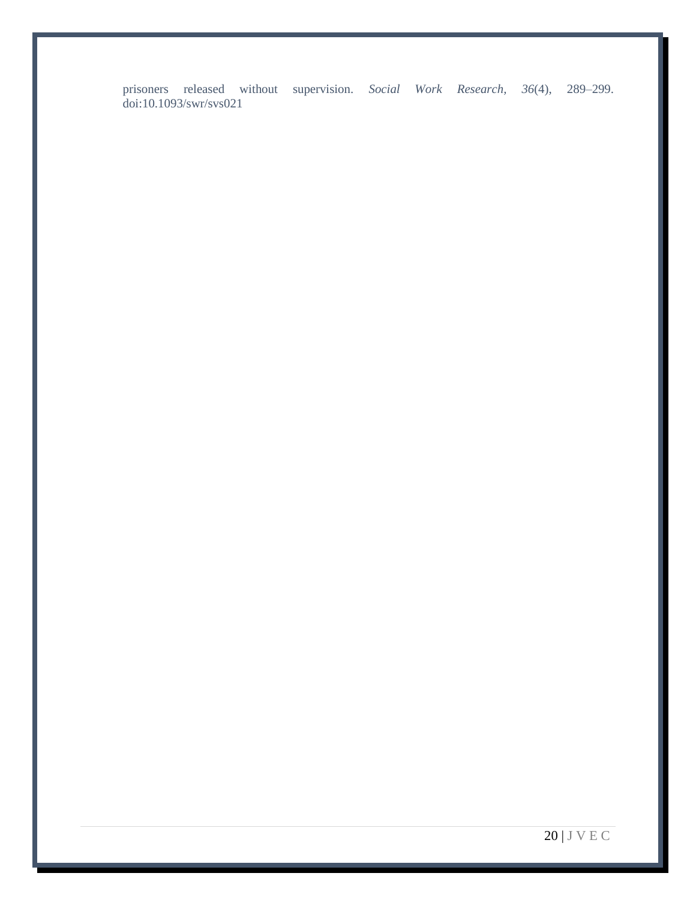prisoners released without supervision. *Social Work Research, 36*(4), 289–299. doi:10.1093/swr/svs021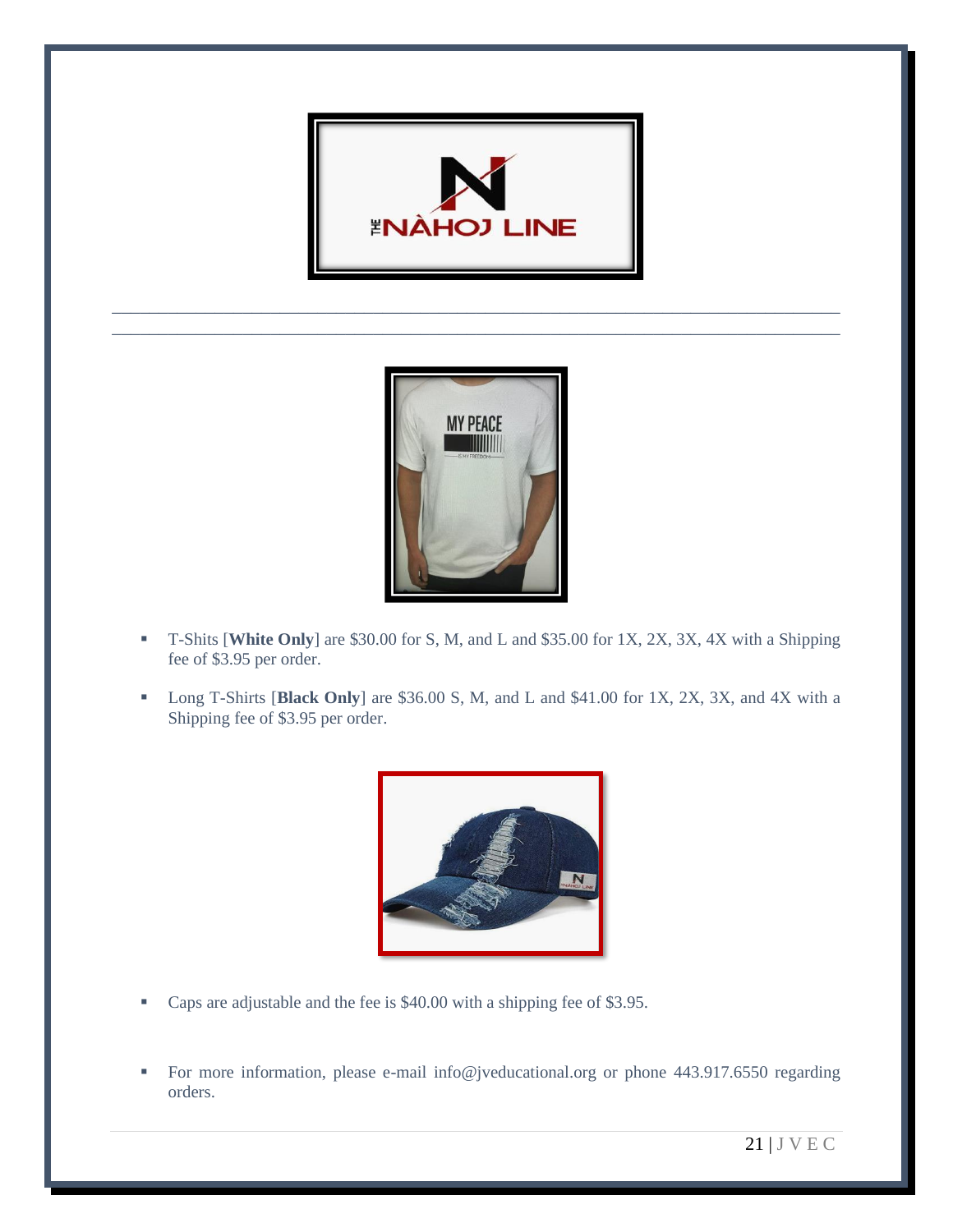- T-Shits [**White Only**] are $30.00 for S, M, and L and $35.00 for 1X, 2X, 3X, 4X with a Shipping fee of $3.95 per order.

- Long T-Shirts [**Black Only**] are $36.00 S, M, and L and $41.00 for 1X, 2X, 3X, and 4X with a Shipping fee of $3.95 per order.

- Caps are adjustable and the fee is $40.00 with a shipping fee of $3.95.

- For more information, please e-mail info@jveducational.org or phone 443.917.6550 regarding orders.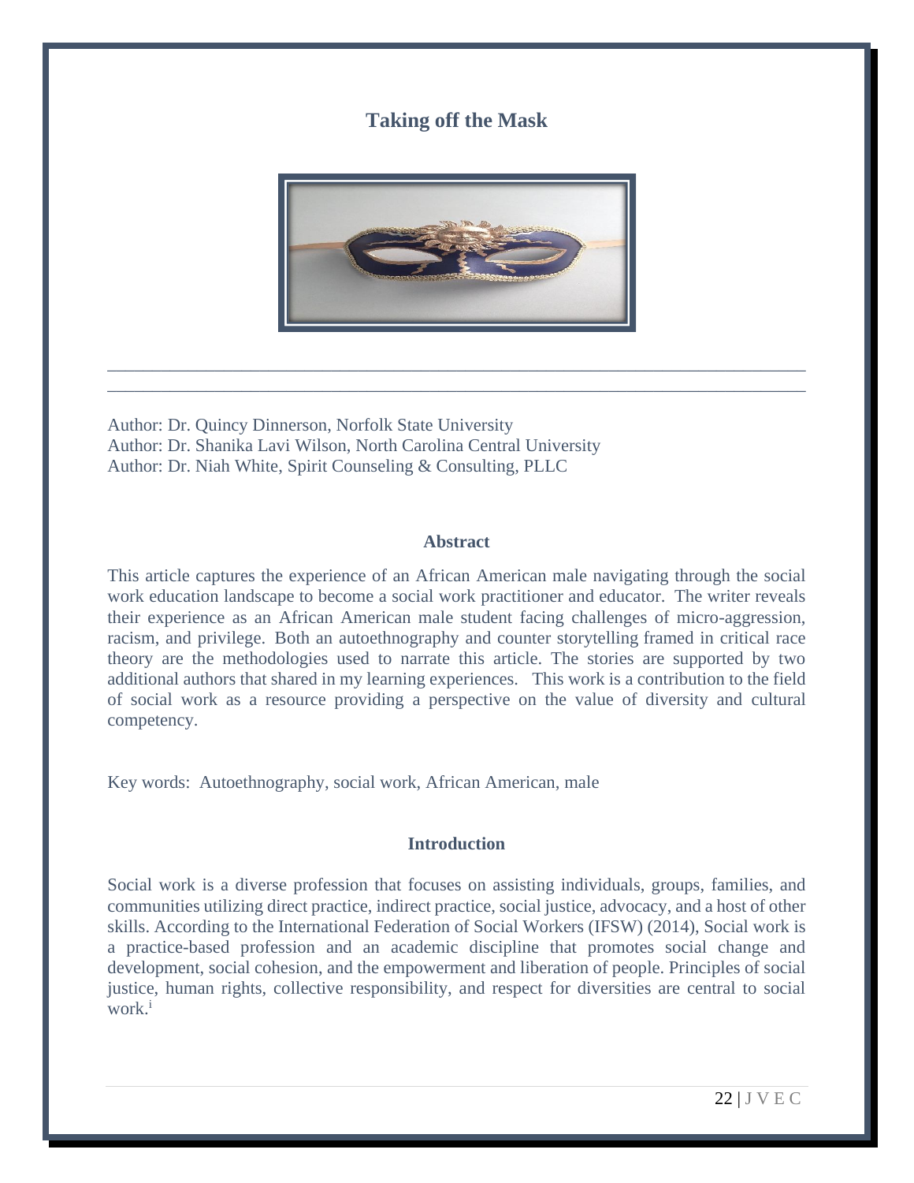# Taking off the Mask

Author: Dr. Quincy Dinnerson, Norfolk State University
Author: Dr. Shanika Lavi Wilson, North Carolina Central University
Author: Dr. Niah White, Spirit Counseling & Consulting, PLLC

## Abstract

This article captures the experience of an African American male navigating through the social work education landscape to become a social work practitioner and educator. The writer reveals their experience as an African American male student facing challenges of micro-aggression, racism, and privilege. Both an autoethnography and counter storytelling framed in critical race theory are the methodologies used to narrate this article. The stories are supported by two additional authors that shared in my learning experiences. This work is a contribution to the field of social work as a resource providing a perspective on the value of diversity and cultural competency.

Key words: Autoethnography, social work, African American, male

## Introduction

Social work is a diverse profession that focuses on assisting individuals, groups, families, and communities utilizing direct practice, indirect practice, social justice, advocacy, and a host of other skills. According to the International Federation of Social Workers (IFSW) (2014), Social work is a practice-based profession and an academic discipline that promotes social change and development, social cohesion, and the empowerment and liberation of people. Principles of social justice, human rights, collective responsibility, and respect for diversities are central to social work.[i]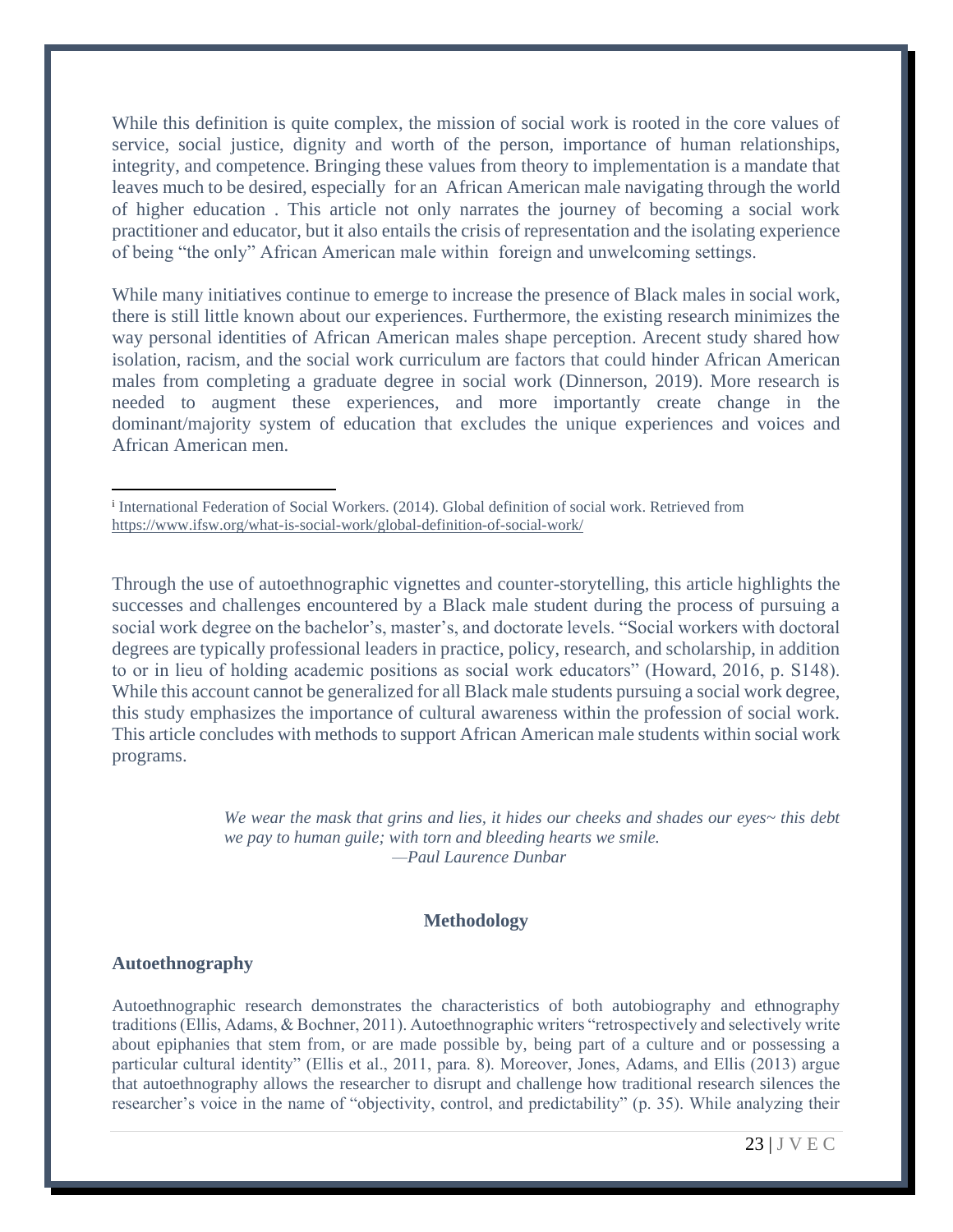While this definition is quite complex, the mission of social work is rooted in the core values of service, social justice, dignity and worth of the person, importance of human relationships, integrity, and competence. Bringing these values from theory to implementation is a mandate that leaves much to be desired, especially for an African American male navigating through the world of higher education . This article not only narrates the journey of becoming a social work practitioner and educator, but it also entails the crisis of representation and the isolating experience of being "the only" African American male within foreign and unwelcoming settings.

While many initiatives continue to emerge to increase the presence of Black males in social work, there is still little known about our experiences. Furthermore, the existing research minimizes the way personal identities of African American males shape perception. Arecent study shared how isolation, racism, and the social work curriculum are factors that could hinder African American males from completing a graduate degree in social work (Dinnerson, 2019). More research is needed to augment these experiences, and more importantly create change in the dominant/majority system of education that excludes the unique experiences and voices and African American men.

[i] International Federation of Social Workers. (2014). Global definition of social work. Retrieved from https://www.ifsw.org/what-is-social-work/global-definition-of-social-work/

Through the use of autoethnographic vignettes and counter-storytelling, this article highlights the successes and challenges encountered by a Black male student during the process of pursuing a social work degree on the bachelor's, master's, and doctorate levels. "Social workers with doctoral degrees are typically professional leaders in practice, policy, research, and scholarship, in addition to or in lieu of holding academic positions as social work educators" (Howard, 2016, p. S148). While this account cannot be generalized for all Black male students pursuing a social work degree, this study emphasizes the importance of cultural awareness within the profession of social work. This article concludes with methods to support African American male students within social work programs.

> *We wear the mask that grins and lies, it hides our cheeks and shades our eyes~ this debt we pay to human guile; with torn and bleeding hearts we smile.*
> *—Paul Laurence Dunbar*

## Methodology

### Autoethnography

Autoethnographic research demonstrates the characteristics of both autobiography and ethnography traditions (Ellis, Adams, & Bochner, 2011). Autoethnographic writers "retrospectively and selectively write about epiphanies that stem from, or are made possible by, being part of a culture and or possessing a particular cultural identity" (Ellis et al., 2011, para. 8). Moreover, Jones, Adams, and Ellis (2013) argue that autoethnography allows the researcher to disrupt and challenge how traditional research silences the researcher's voice in the name of "objectivity, control, and predictability" (p. 35). While analyzing their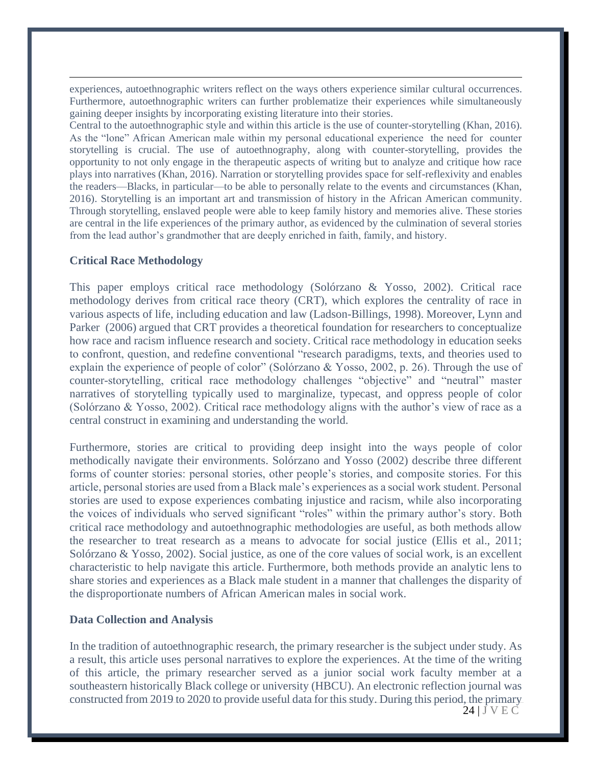experiences, autoethnographic writers reflect on the ways others experience similar cultural occurrences. Furthermore, autoethnographic writers can further problematize their experiences while simultaneously gaining deeper insights by incorporating existing literature into their stories.

Central to the autoethnographic style and within this article is the use of counter-storytelling (Khan, 2016). As the "lone" African American male within my personal educational experience the need for counter storytelling is crucial. The use of autoethnography, along with counter-storytelling, provides the opportunity to not only engage in the therapeutic aspects of writing but to analyze and critique how race plays into narratives (Khan, 2016). Narration or storytelling provides space for self-reflexivity and enables the readers—Blacks, in particular—to be able to personally relate to the events and circumstances (Khan, 2016). Storytelling is an important art and transmission of history in the African American community. Through storytelling, enslaved people were able to keep family history and memories alive. These stories are central in the life experiences of the primary author, as evidenced by the culmination of several stories from the lead author's grandmother that are deeply enriched in faith, family, and history.

### Critical Race Methodology

This paper employs critical race methodology (Solórzano & Yosso, 2002). Critical race methodology derives from critical race theory (CRT), which explores the centrality of race in various aspects of life, including education and law (Ladson-Billings, 1998). Moreover, Lynn and Parker (2006) argued that CRT provides a theoretical foundation for researchers to conceptualize how race and racism influence research and society. Critical race methodology in education seeks to confront, question, and redefine conventional "research paradigms, texts, and theories used to explain the experience of people of color" (Solórzano & Yosso, 2002, p. 26). Through the use of counter-storytelling, critical race methodology challenges "objective" and "neutral" master narratives of storytelling typically used to marginalize, typecast, and oppress people of color (Solórzano & Yosso, 2002). Critical race methodology aligns with the author's view of race as a central construct in examining and understanding the world.

Furthermore, stories are critical to providing deep insight into the ways people of color methodically navigate their environments. Solórzano and Yosso (2002) describe three different forms of counter stories: personal stories, other people's stories, and composite stories. For this article, personal stories are used from a Black male's experiences as a social work student. Personal stories are used to expose experiences combating injustice and racism, while also incorporating the voices of individuals who served significant "roles" within the primary author's story. Both critical race methodology and autoethnographic methodologies are useful, as both methods allow the researcher to treat research as a means to advocate for social justice (Ellis et al., 2011; Solórzano & Yosso, 2002). Social justice, as one of the core values of social work, is an excellent characteristic to help navigate this article. Furthermore, both methods provide an analytic lens to share stories and experiences as a Black male student in a manner that challenges the disparity of the disproportionate numbers of African American males in social work.

### Data Collection and Analysis

In the tradition of autoethnographic research, the primary researcher is the subject under study. As a result, this article uses personal narratives to explore the experiences. At the time of the writing of this article, the primary researcher served as a junior social work faculty member at a southeastern historically Black college or university (HBCU). An electronic reflection journal was constructed from 2019 to 2020 to provide useful data for this study. During this period, the primary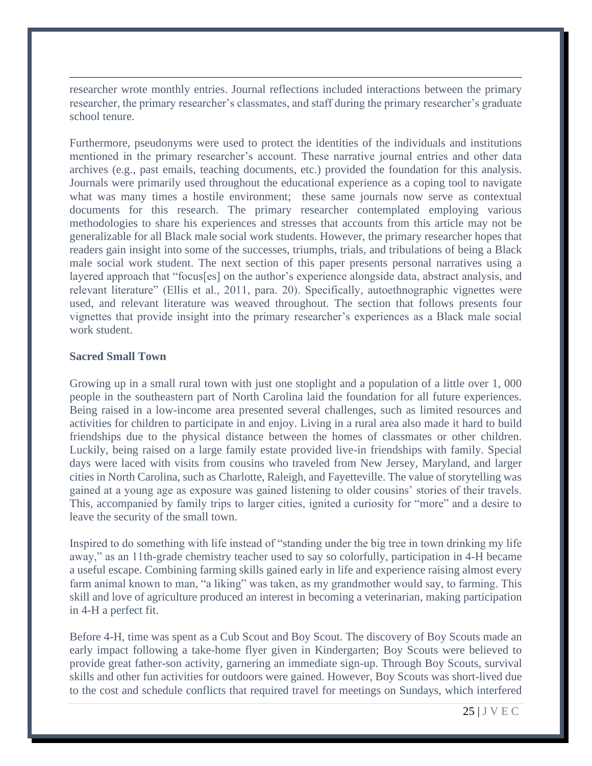researcher wrote monthly entries. Journal reflections included interactions between the primary researcher, the primary researcher's classmates, and staff during the primary researcher's graduate school tenure.

Furthermore, pseudonyms were used to protect the identities of the individuals and institutions mentioned in the primary researcher's account. These narrative journal entries and other data archives (e.g., past emails, teaching documents, etc.) provided the foundation for this analysis. Journals were primarily used throughout the educational experience as a coping tool to navigate what was many times a hostile environment; these same journals now serve as contextual documents for this research. The primary researcher contemplated employing various methodologies to share his experiences and stresses that accounts from this article may not be generalizable for all Black male social work students. However, the primary researcher hopes that readers gain insight into some of the successes, triumphs, trials, and tribulations of being a Black male social work student. The next section of this paper presents personal narratives using a layered approach that "focus[es] on the author's experience alongside data, abstract analysis, and relevant literature" (Ellis et al., 2011, para. 20). Specifically, autoethnographic vignettes were used, and relevant literature was weaved throughout. The section that follows presents four vignettes that provide insight into the primary researcher's experiences as a Black male social work student.

**Sacred Small Town**

Growing up in a small rural town with just one stoplight and a population of a little over 1, 000 people in the southeastern part of North Carolina laid the foundation for all future experiences. Being raised in a low-income area presented several challenges, such as limited resources and activities for children to participate in and enjoy. Living in a rural area also made it hard to build friendships due to the physical distance between the homes of classmates or other children. Luckily, being raised on a large family estate provided live-in friendships with family. Special days were laced with visits from cousins who traveled from New Jersey, Maryland, and larger cities in North Carolina, such as Charlotte, Raleigh, and Fayetteville. The value of storytelling was gained at a young age as exposure was gained listening to older cousins' stories of their travels. This, accompanied by family trips to larger cities, ignited a curiosity for "more" and a desire to leave the security of the small town.

Inspired to do something with life instead of "standing under the big tree in town drinking my life away," as an 11th-grade chemistry teacher used to say so colorfully, participation in 4-H became a useful escape. Combining farming skills gained early in life and experience raising almost every farm animal known to man, "a liking" was taken, as my grandmother would say, to farming. This skill and love of agriculture produced an interest in becoming a veterinarian, making participation in 4-H a perfect fit.

Before 4-H, time was spent as a Cub Scout and Boy Scout. The discovery of Boy Scouts made an early impact following a take-home flyer given in Kindergarten; Boy Scouts were believed to provide great father-son activity, garnering an immediate sign-up. Through Boy Scouts, survival skills and other fun activities for outdoors were gained. However, Boy Scouts was short-lived due to the cost and schedule conflicts that required travel for meetings on Sundays, which interfered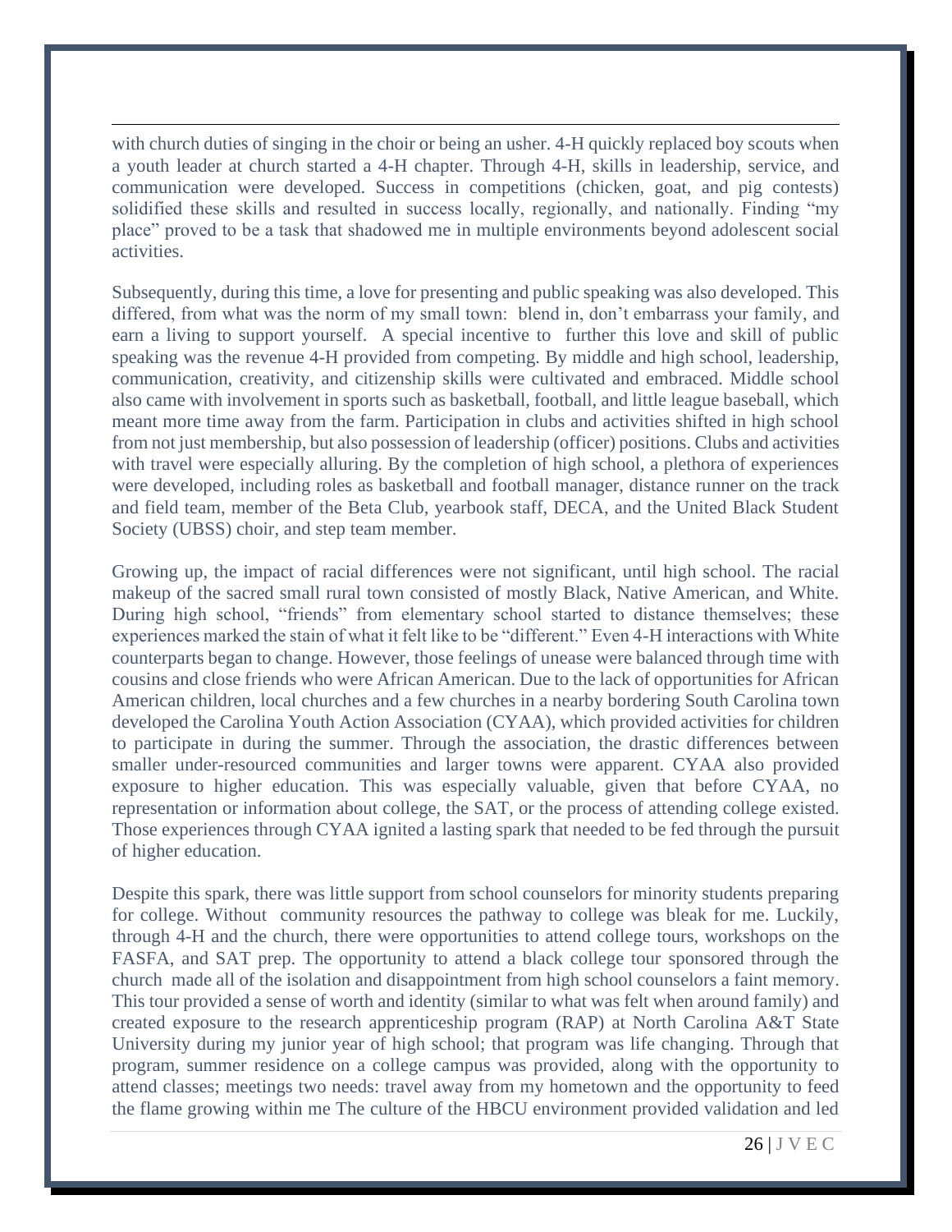with church duties of singing in the choir or being an usher. 4-H quickly replaced boy scouts when a youth leader at church started a 4-H chapter. Through 4-H, skills in leadership, service, and communication were developed. Success in competitions (chicken, goat, and pig contests) solidified these skills and resulted in success locally, regionally, and nationally. Finding "my place" proved to be a task that shadowed me in multiple environments beyond adolescent social activities.

Subsequently, during this time, a love for presenting and public speaking was also developed. This differed, from what was the norm of my small town: blend in, don't embarrass your family, and earn a living to support yourself. A special incentive to further this love and skill of public speaking was the revenue 4-H provided from competing. By middle and high school, leadership, communication, creativity, and citizenship skills were cultivated and embraced. Middle school also came with involvement in sports such as basketball, football, and little league baseball, which meant more time away from the farm. Participation in clubs and activities shifted in high school from not just membership, but also possession of leadership (officer) positions. Clubs and activities with travel were especially alluring. By the completion of high school, a plethora of experiences were developed, including roles as basketball and football manager, distance runner on the track and field team, member of the Beta Club, yearbook staff, DECA, and the United Black Student Society (UBSS) choir, and step team member.

Growing up, the impact of racial differences were not significant, until high school. The racial makeup of the sacred small rural town consisted of mostly Black, Native American, and White. During high school, "friends" from elementary school started to distance themselves; these experiences marked the stain of what it felt like to be "different." Even 4-H interactions with White counterparts began to change. However, those feelings of unease were balanced through time with cousins and close friends who were African American. Due to the lack of opportunities for African American children, local churches and a few churches in a nearby bordering South Carolina town developed the Carolina Youth Action Association (CYAA), which provided activities for children to participate in during the summer. Through the association, the drastic differences between smaller under-resourced communities and larger towns were apparent. CYAA also provided exposure to higher education. This was especially valuable, given that before CYAA, no representation or information about college, the SAT, or the process of attending college existed. Those experiences through CYAA ignited a lasting spark that needed to be fed through the pursuit of higher education.

Despite this spark, there was little support from school counselors for minority students preparing for college. Without community resources the pathway to college was bleak for me. Luckily, through 4-H and the church, there were opportunities to attend college tours, workshops on the FASFA, and SAT prep. The opportunity to attend a black college tour sponsored through the church made all of the isolation and disappointment from high school counselors a faint memory. This tour provided a sense of worth and identity (similar to what was felt when around family) and created exposure to the research apprenticeship program (RAP) at North Carolina A&T State University during my junior year of high school; that program was life changing. Through that program, summer residence on a college campus was provided, along with the opportunity to attend classes; meetings two needs: travel away from my hometown and the opportunity to feed the flame growing within me The culture of the HBCU environment provided validation and led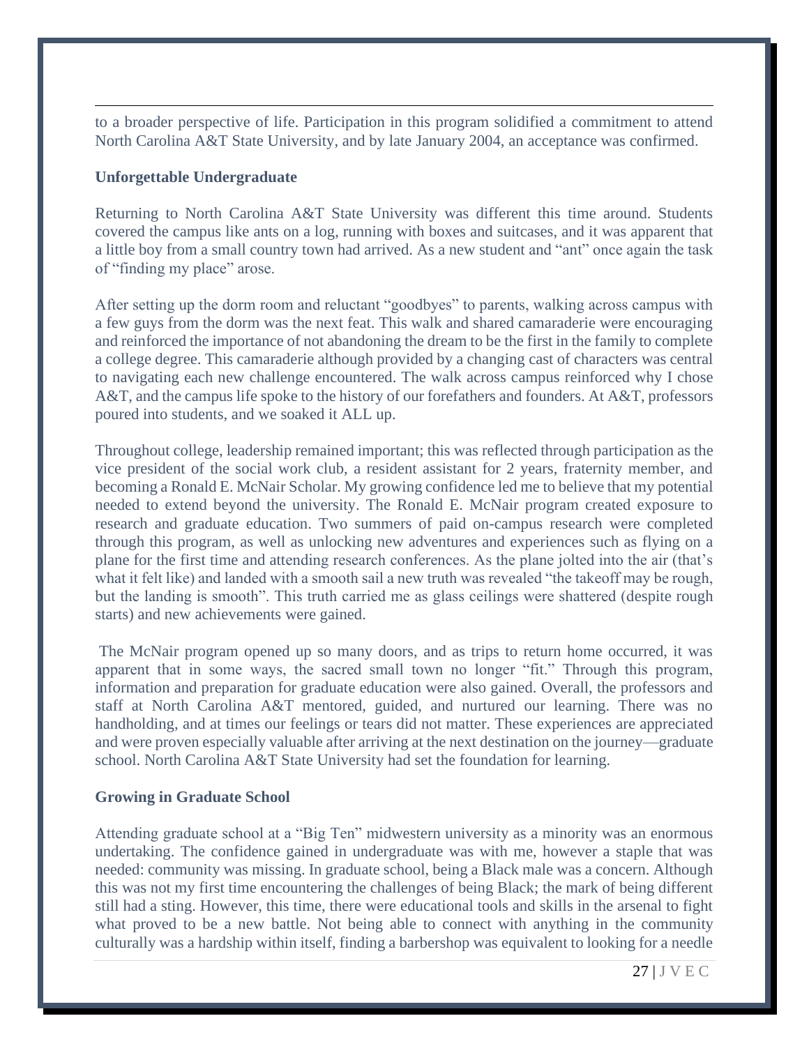to a broader perspective of life. Participation in this program solidified a commitment to attend North Carolina A&T State University, and by late January 2004, an acceptance was confirmed.

**Unforgettable Undergraduate**

Returning to North Carolina A&T State University was different this time around. Students covered the campus like ants on a log, running with boxes and suitcases, and it was apparent that a little boy from a small country town had arrived. As a new student and "ant" once again the task of "finding my place" arose.

After setting up the dorm room and reluctant "goodbyes" to parents, walking across campus with a few guys from the dorm was the next feat. This walk and shared camaraderie were encouraging and reinforced the importance of not abandoning the dream to be the first in the family to complete a college degree. This camaraderie although provided by a changing cast of characters was central to navigating each new challenge encountered. The walk across campus reinforced why I chose A&T, and the campus life spoke to the history of our forefathers and founders. At A&T, professors poured into students, and we soaked it ALL up.

Throughout college, leadership remained important; this was reflected through participation as the vice president of the social work club, a resident assistant for 2 years, fraternity member, and becoming a Ronald E. McNair Scholar. My growing confidence led me to believe that my potential needed to extend beyond the university. The Ronald E. McNair program created exposure to research and graduate education. Two summers of paid on-campus research were completed through this program, as well as unlocking new adventures and experiences such as flying on a plane for the first time and attending research conferences. As the plane jolted into the air (that's what it felt like) and landed with a smooth sail a new truth was revealed "the takeoff may be rough, but the landing is smooth". This truth carried me as glass ceilings were shattered (despite rough starts) and new achievements were gained.

The McNair program opened up so many doors, and as trips to return home occurred, it was apparent that in some ways, the sacred small town no longer "fit." Through this program, information and preparation for graduate education were also gained. Overall, the professors and staff at North Carolina A&T mentored, guided, and nurtured our learning. There was no handholding, and at times our feelings or tears did not matter. These experiences are appreciated and were proven especially valuable after arriving at the next destination on the journey—graduate school. North Carolina A&T State University had set the foundation for learning.

**Growing in Graduate School**

Attending graduate school at a "Big Ten" midwestern university as a minority was an enormous undertaking. The confidence gained in undergraduate was with me, however a staple that was needed: community was missing. In graduate school, being a Black male was a concern. Although this was not my first time encountering the challenges of being Black; the mark of being different still had a sting. However, this time, there were educational tools and skills in the arsenal to fight what proved to be a new battle. Not being able to connect with anything in the community culturally was a hardship within itself, finding a barbershop was equivalent to looking for a needle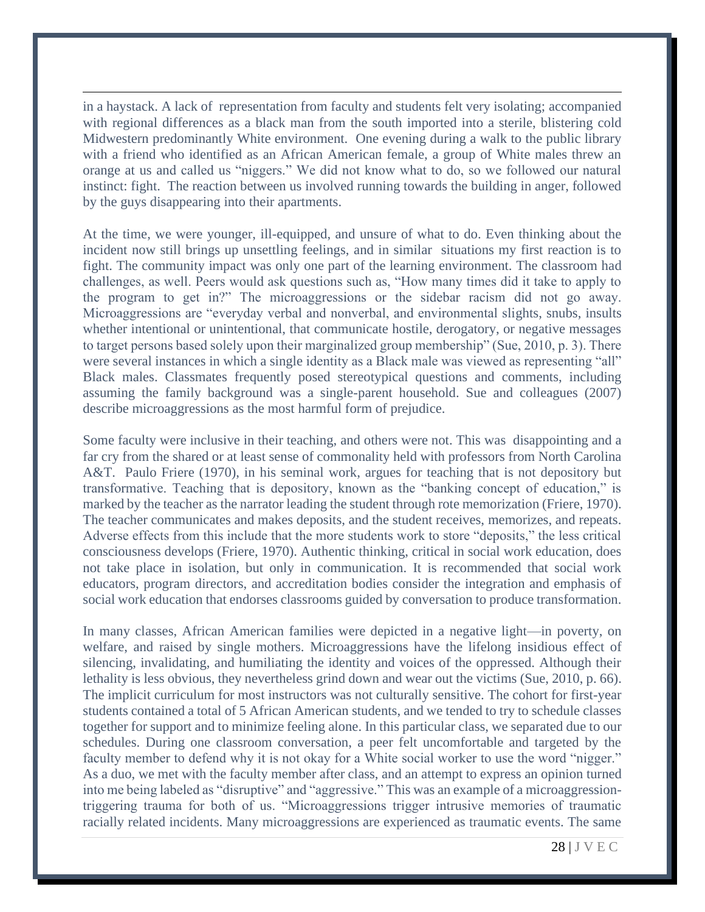in a haystack. A lack of representation from faculty and students felt very isolating; accompanied with regional differences as a black man from the south imported into a sterile, blistering cold Midwestern predominantly White environment. One evening during a walk to the public library with a friend who identified as an African American female, a group of White males threw an orange at us and called us "niggers." We did not know what to do, so we followed our natural instinct: fight. The reaction between us involved running towards the building in anger, followed by the guys disappearing into their apartments.

At the time, we were younger, ill-equipped, and unsure of what to do. Even thinking about the incident now still brings up unsettling feelings, and in similar situations my first reaction is to fight. The community impact was only one part of the learning environment. The classroom had challenges, as well. Peers would ask questions such as, "How many times did it take to apply to the program to get in?" The microaggressions or the sidebar racism did not go away. Microaggressions are "everyday verbal and nonverbal, and environmental slights, snubs, insults whether intentional or unintentional, that communicate hostile, derogatory, or negative messages to target persons based solely upon their marginalized group membership" (Sue, 2010, p. 3). There were several instances in which a single identity as a Black male was viewed as representing "all" Black males. Classmates frequently posed stereotypical questions and comments, including assuming the family background was a single-parent household. Sue and colleagues (2007) describe microaggressions as the most harmful form of prejudice.

Some faculty were inclusive in their teaching, and others were not. This was disappointing and a far cry from the shared or at least sense of commonality held with professors from North Carolina A&T. Paulo Friere (1970), in his seminal work, argues for teaching that is not depository but transformative. Teaching that is depository, known as the "banking concept of education," is marked by the teacher as the narrator leading the student through rote memorization (Friere, 1970). The teacher communicates and makes deposits, and the student receives, memorizes, and repeats. Adverse effects from this include that the more students work to store "deposits," the less critical consciousness develops (Friere, 1970). Authentic thinking, critical in social work education, does not take place in isolation, but only in communication. It is recommended that social work educators, program directors, and accreditation bodies consider the integration and emphasis of social work education that endorses classrooms guided by conversation to produce transformation.

In many classes, African American families were depicted in a negative light—in poverty, on welfare, and raised by single mothers. Microaggressions have the lifelong insidious effect of silencing, invalidating, and humiliating the identity and voices of the oppressed. Although their lethality is less obvious, they nevertheless grind down and wear out the victims (Sue, 2010, p. 66). The implicit curriculum for most instructors was not culturally sensitive. The cohort for first-year students contained a total of 5 African American students, and we tended to try to schedule classes together for support and to minimize feeling alone. In this particular class, we separated due to our schedules. During one classroom conversation, a peer felt uncomfortable and targeted by the faculty member to defend why it is not okay for a White social worker to use the word "nigger." As a duo, we met with the faculty member after class, and an attempt to express an opinion turned into me being labeled as "disruptive" and "aggressive." This was an example of a microaggression-triggering trauma for both of us. "Microaggressions trigger intrusive memories of traumatic racially related incidents. Many microaggressions are experienced as traumatic events. The same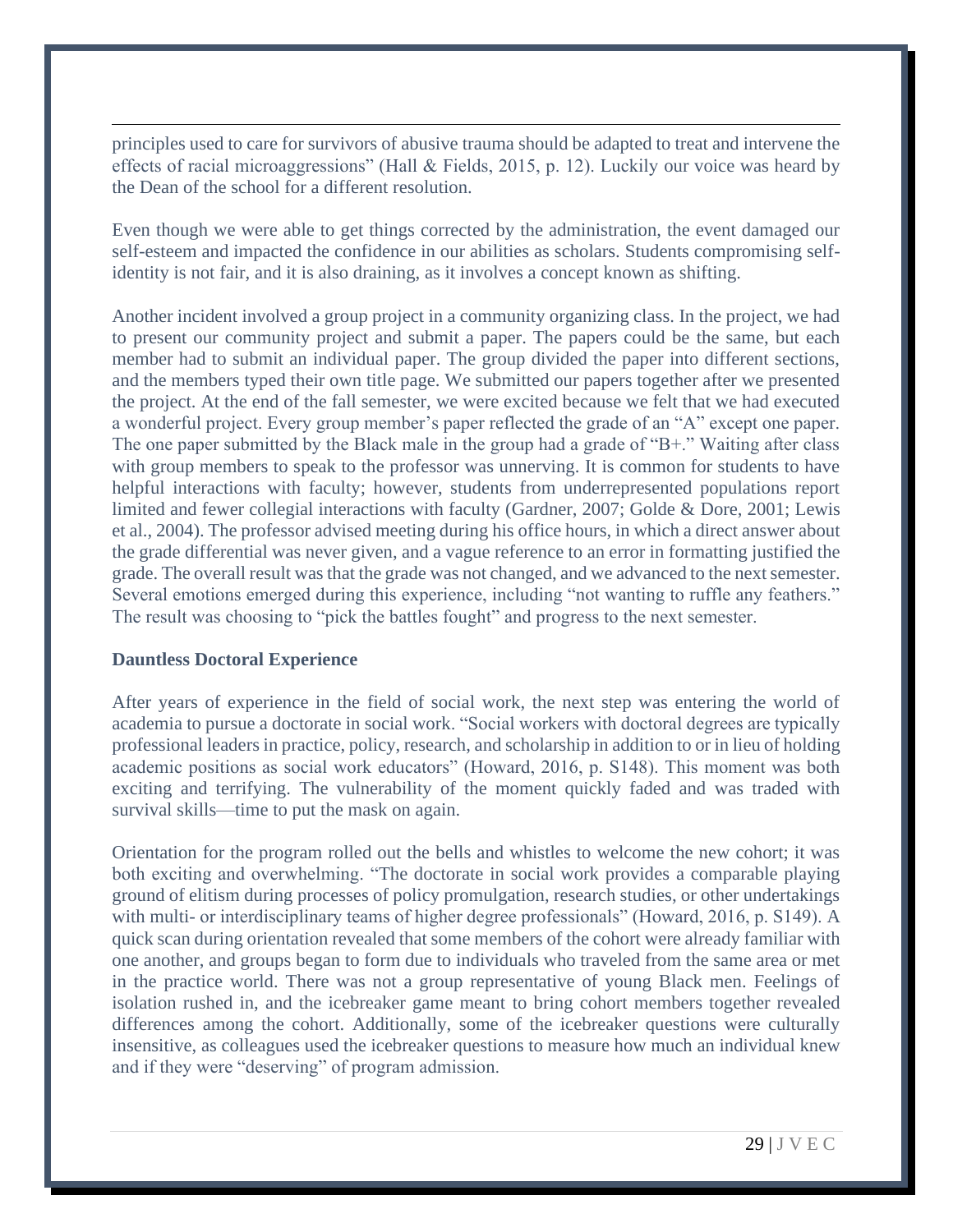principles used to care for survivors of abusive trauma should be adapted to treat and intervene the effects of racial microaggressions" (Hall & Fields, 2015, p. 12). Luckily our voice was heard by the Dean of the school for a different resolution.

Even though we were able to get things corrected by the administration, the event damaged our self-esteem and impacted the confidence in our abilities as scholars. Students compromising self-identity is not fair, and it is also draining, as it involves a concept known as shifting.

Another incident involved a group project in a community organizing class. In the project, we had to present our community project and submit a paper. The papers could be the same, but each member had to submit an individual paper. The group divided the paper into different sections, and the members typed their own title page. We submitted our papers together after we presented the project. At the end of the fall semester, we were excited because we felt that we had executed a wonderful project. Every group member's paper reflected the grade of an "A" except one paper. The one paper submitted by the Black male in the group had a grade of "B+." Waiting after class with group members to speak to the professor was unnerving. It is common for students to have helpful interactions with faculty; however, students from underrepresented populations report limited and fewer collegial interactions with faculty (Gardner, 2007; Golde & Dore, 2001; Lewis et al., 2004). The professor advised meeting during his office hours, in which a direct answer about the grade differential was never given, and a vague reference to an error in formatting justified the grade. The overall result was that the grade was not changed, and we advanced to the next semester. Several emotions emerged during this experience, including "not wanting to ruffle any feathers." The result was choosing to "pick the battles fought" and progress to the next semester.

**Dauntless Doctoral Experience**

After years of experience in the field of social work, the next step was entering the world of academia to pursue a doctorate in social work. "Social workers with doctoral degrees are typically professional leaders in practice, policy, research, and scholarship in addition to or in lieu of holding academic positions as social work educators" (Howard, 2016, p. S148). This moment was both exciting and terrifying. The vulnerability of the moment quickly faded and was traded with survival skills—time to put the mask on again.

Orientation for the program rolled out the bells and whistles to welcome the new cohort; it was both exciting and overwhelming. "The doctorate in social work provides a comparable playing ground of elitism during processes of policy promulgation, research studies, or other undertakings with multi- or interdisciplinary teams of higher degree professionals" (Howard, 2016, p. S149). A quick scan during orientation revealed that some members of the cohort were already familiar with one another, and groups began to form due to individuals who traveled from the same area or met in the practice world. There was not a group representative of young Black men. Feelings of isolation rushed in, and the icebreaker game meant to bring cohort members together revealed differences among the cohort. Additionally, some of the icebreaker questions were culturally insensitive, as colleagues used the icebreaker questions to measure how much an individual knew and if they were "deserving" of program admission.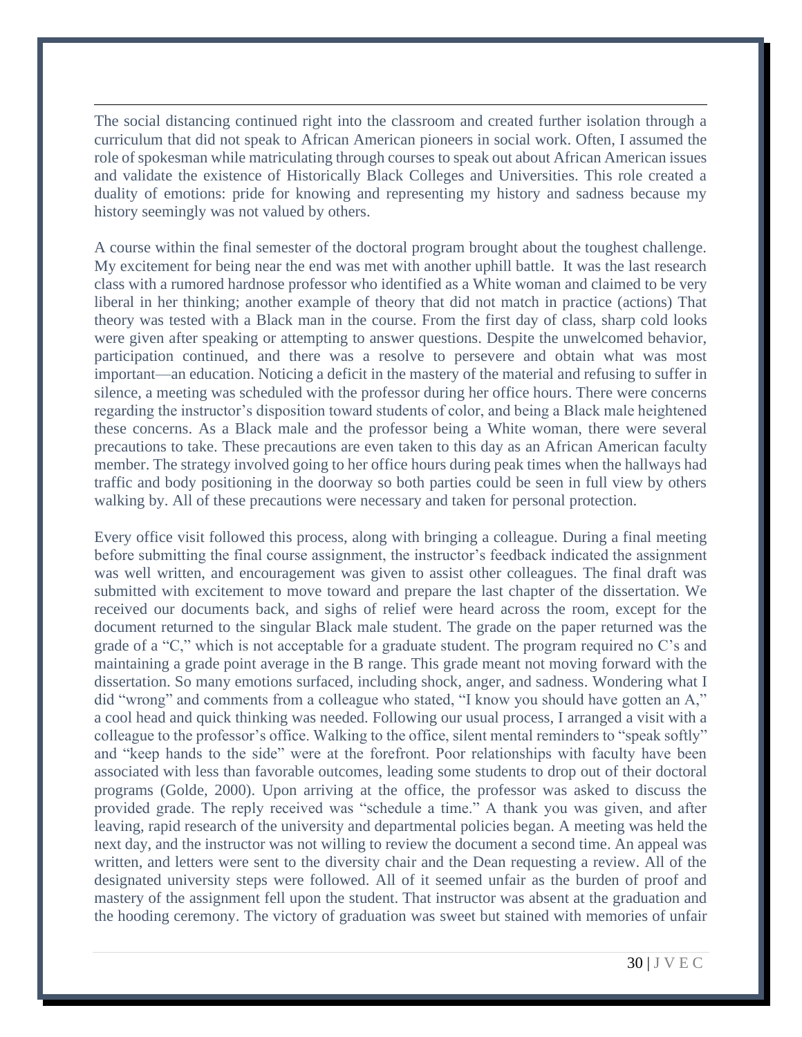The social distancing continued right into the classroom and created further isolation through a curriculum that did not speak to African American pioneers in social work. Often, I assumed the role of spokesman while matriculating through courses to speak out about African American issues and validate the existence of Historically Black Colleges and Universities. This role created a duality of emotions: pride for knowing and representing my history and sadness because my history seemingly was not valued by others.

A course within the final semester of the doctoral program brought about the toughest challenge. My excitement for being near the end was met with another uphill battle. It was the last research class with a rumored hardnose professor who identified as a White woman and claimed to be very liberal in her thinking; another example of theory that did not match in practice (actions) That theory was tested with a Black man in the course. From the first day of class, sharp cold looks were given after speaking or attempting to answer questions. Despite the unwelcomed behavior, participation continued, and there was a resolve to persevere and obtain what was most important—an education. Noticing a deficit in the mastery of the material and refusing to suffer in silence, a meeting was scheduled with the professor during her office hours. There were concerns regarding the instructor's disposition toward students of color, and being a Black male heightened these concerns. As a Black male and the professor being a White woman, there were several precautions to take. These precautions are even taken to this day as an African American faculty member. The strategy involved going to her office hours during peak times when the hallways had traffic and body positioning in the doorway so both parties could be seen in full view by others walking by. All of these precautions were necessary and taken for personal protection.

Every office visit followed this process, along with bringing a colleague. During a final meeting before submitting the final course assignment, the instructor's feedback indicated the assignment was well written, and encouragement was given to assist other colleagues. The final draft was submitted with excitement to move toward and prepare the last chapter of the dissertation. We received our documents back, and sighs of relief were heard across the room, except for the document returned to the singular Black male student. The grade on the paper returned was the grade of a "C," which is not acceptable for a graduate student. The program required no C's and maintaining a grade point average in the B range. This grade meant not moving forward with the dissertation. So many emotions surfaced, including shock, anger, and sadness. Wondering what I did "wrong" and comments from a colleague who stated, "I know you should have gotten an A," a cool head and quick thinking was needed. Following our usual process, I arranged a visit with a colleague to the professor's office. Walking to the office, silent mental reminders to "speak softly" and "keep hands to the side" were at the forefront. Poor relationships with faculty have been associated with less than favorable outcomes, leading some students to drop out of their doctoral programs (Golde, 2000). Upon arriving at the office, the professor was asked to discuss the provided grade. The reply received was "schedule a time." A thank you was given, and after leaving, rapid research of the university and departmental policies began. A meeting was held the next day, and the instructor was not willing to review the document a second time. An appeal was written, and letters were sent to the diversity chair and the Dean requesting a review. All of the designated university steps were followed. All of it seemed unfair as the burden of proof and mastery of the assignment fell upon the student. That instructor was absent at the graduation and the hooding ceremony. The victory of graduation was sweet but stained with memories of unfair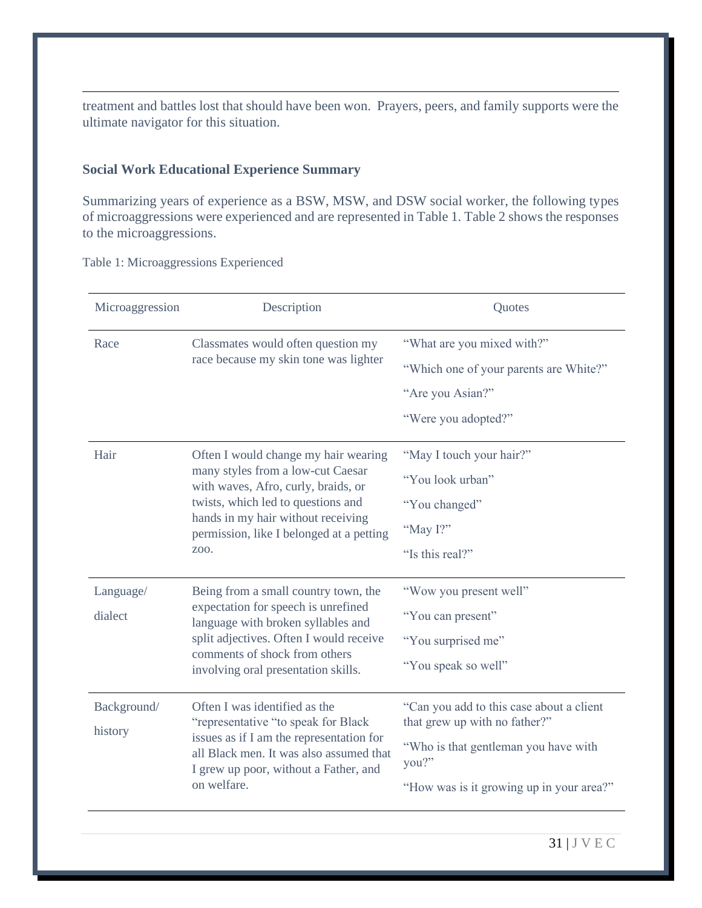treatment and battles lost that should have been won. Prayers, peers, and family supports were the ultimate navigator for this situation.

**Social Work Educational Experience Summary**

Summarizing years of experience as a BSW, MSW, and DSW social worker, the following types of microaggressions were experienced and are represented in Table 1. Table 2 shows the responses to the microaggressions.

Table 1: Microaggressions Experienced

| Microaggression | Description | Quotes |
|---|---|---|
| Race | Classmates would often question my race because my skin tone was lighter | "What are you mixed with?"<br>"Which one of your parents are White?"<br>"Are you Asian?"<br>"Were you adopted?" |
| Hair | Often I would change my hair wearing many styles from a low-cut Caesar with waves, Afro, curly, braids, or twists, which led to questions and hands in my hair without receiving permission, like I belonged at a petting zoo. | "May I touch your hair?"<br>"You look urban"<br>"You changed"<br>"May I?"<br>"Is this real?" |
| Language/ dialect | Being from a small country town, the expectation for speech is unrefined language with broken syllables and split adjectives. Often I would receive comments of shock from others involving oral presentation skills. | "Wow you present well"<br>"You can present"<br>"You surprised me"<br>"You speak so well" |
| Background/ history | Often I was identified as the "representative "to speak for Black issues as if I am the representation for all Black men. It was also assumed that I grew up poor, without a Father, and on welfare. | "Can you add to this case about a client that grew up with no father?"<br>"Who is that gentleman you have with you?"<br>"How was is it growing up in your area?" |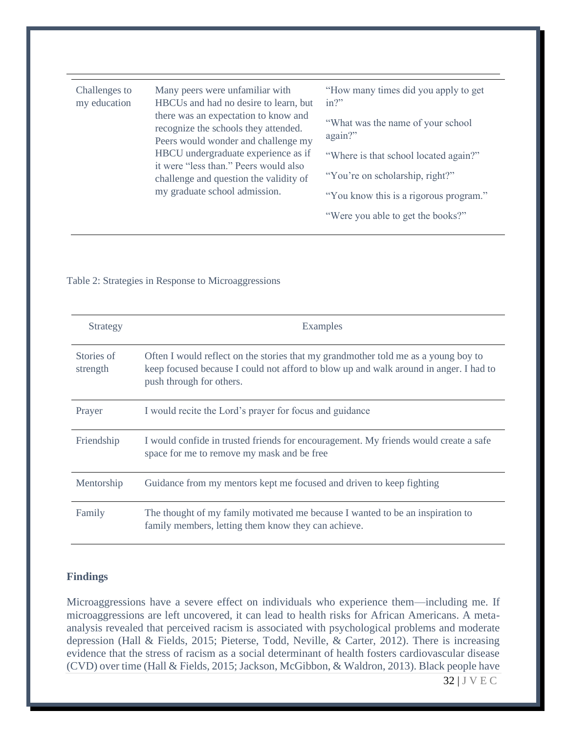| | | |
|---|---|---|
| Challenges to my education | Many peers were unfamiliar with HBCUs and had no desire to learn, but there was an expectation to know and recognize the schools they attended. Peers would wonder and challenge my HBCU undergraduate experience as if it were "less than." Peers would also challenge and question the validity of my graduate school admission. | "How many times did you apply to get in?"<br><br>"What was the name of your school again?"<br><br>"Where is that school located again?"<br><br>"You're on scholarship, right?"<br><br>"You know this is a rigorous program."<br><br>"Were you able to get the books?" |

Table 2: Strategies in Response to Microaggressions

| Strategy | Examples |
|---|---|
| Stories of strength | Often I would reflect on the stories that my grandmother told me as a young boy to keep focused because I could not afford to blow up and walk around in anger. I had to push through for others. |
| Prayer | I would recite the Lord's prayer for focus and guidance |
| Friendship | I would confide in trusted friends for encouragement. My friends would create a safe space for me to remove my mask and be free |
| Mentorship | Guidance from my mentors kept me focused and driven to keep fighting |
| Family | The thought of my family motivated me because I wanted to be an inspiration to family members, letting them know they can achieve. |

**Findings**

Microaggressions have a severe effect on individuals who experience them—including me. If microaggressions are left uncovered, it can lead to health risks for African Americans. A meta-analysis revealed that perceived racism is associated with psychological problems and moderate depression (Hall & Fields, 2015; Pieterse, Todd, Neville, & Carter, 2012). There is increasing evidence that the stress of racism as a social determinant of health fosters cardiovascular disease (CVD) over time (Hall & Fields, 2015; Jackson, McGibbon, & Waldron, 2013). Black people have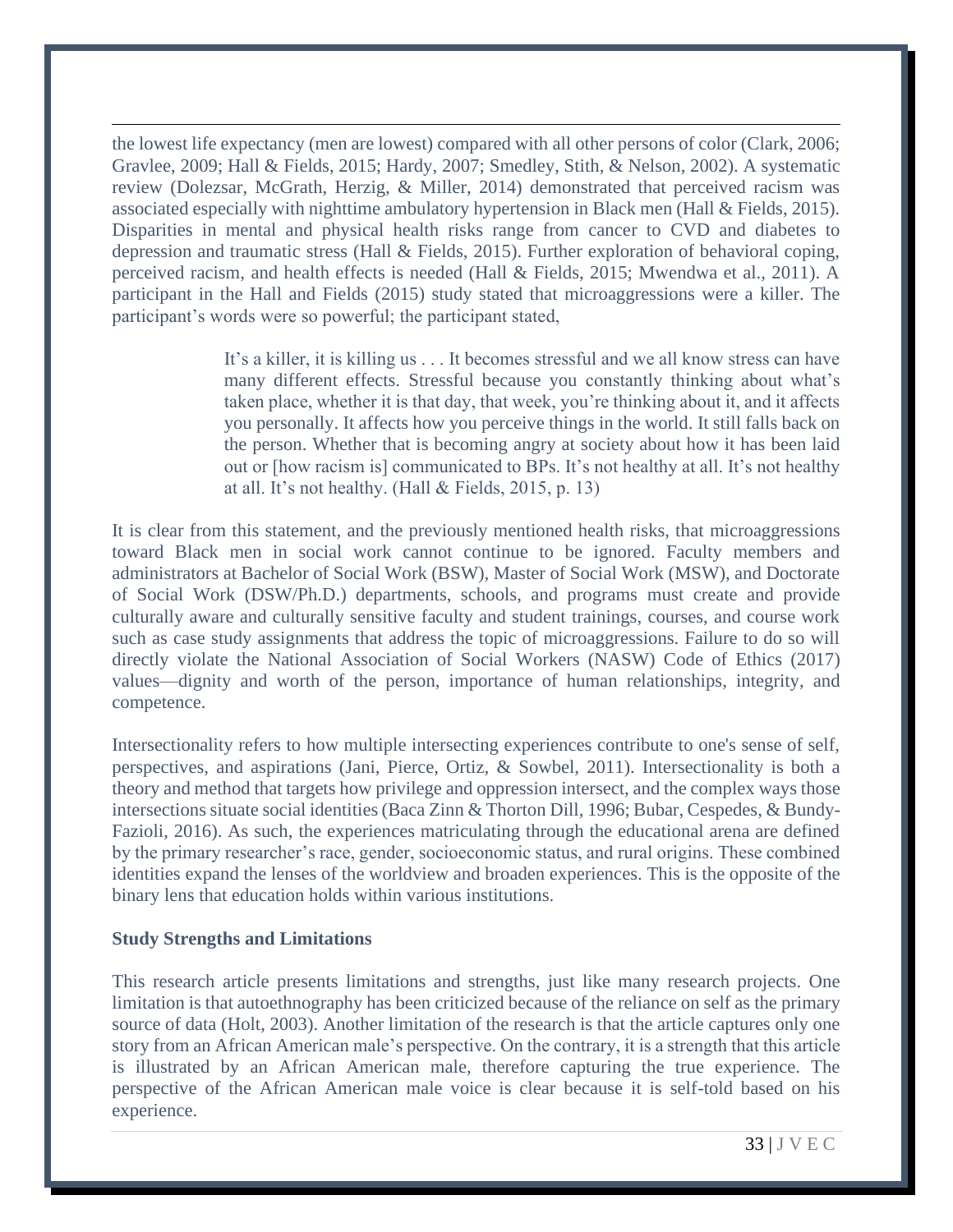the lowest life expectancy (men are lowest) compared with all other persons of color (Clark, 2006; Gravlee, 2009; Hall & Fields, 2015; Hardy, 2007; Smedley, Stith, & Nelson, 2002). A systematic review (Dolezsar, McGrath, Herzig, & Miller, 2014) demonstrated that perceived racism was associated especially with nighttime ambulatory hypertension in Black men (Hall & Fields, 2015). Disparities in mental and physical health risks range from cancer to CVD and diabetes to depression and traumatic stress (Hall & Fields, 2015). Further exploration of behavioral coping, perceived racism, and health effects is needed (Hall & Fields, 2015; Mwendwa et al., 2011). A participant in the Hall and Fields (2015) study stated that microaggressions were a killer. The participant's words were so powerful; the participant stated,

> It's a killer, it is killing us . . . It becomes stressful and we all know stress can have many different effects. Stressful because you constantly thinking about what's taken place, whether it is that day, that week, you're thinking about it, and it affects you personally. It affects how you perceive things in the world. It still falls back on the person. Whether that is becoming angry at society about how it has been laid out or [how racism is] communicated to BPs. It's not healthy at all. It's not healthy at all. It's not healthy. (Hall & Fields, 2015, p. 13)

It is clear from this statement, and the previously mentioned health risks, that microaggressions toward Black men in social work cannot continue to be ignored. Faculty members and administrators at Bachelor of Social Work (BSW), Master of Social Work (MSW), and Doctorate of Social Work (DSW/Ph.D.) departments, schools, and programs must create and provide culturally aware and culturally sensitive faculty and student trainings, courses, and course work such as case study assignments that address the topic of microaggressions. Failure to do so will directly violate the National Association of Social Workers (NASW) Code of Ethics (2017) values—dignity and worth of the person, importance of human relationships, integrity, and competence.

Intersectionality refers to how multiple intersecting experiences contribute to one's sense of self, perspectives, and aspirations (Jani, Pierce, Ortiz, & Sowbel, 2011). Intersectionality is both a theory and method that targets how privilege and oppression intersect, and the complex ways those intersections situate social identities (Baca Zinn & Thorton Dill, 1996; Bubar, Cespedes, & Bundy-Fazioli, 2016). As such, the experiences matriculating through the educational arena are defined by the primary researcher's race, gender, socioeconomic status, and rural origins. These combined identities expand the lenses of the worldview and broaden experiences. This is the opposite of the binary lens that education holds within various institutions.

**Study Strengths and Limitations**

This research article presents limitations and strengths, just like many research projects. One limitation is that autoethnography has been criticized because of the reliance on self as the primary source of data (Holt, 2003). Another limitation of the research is that the article captures only one story from an African American male's perspective. On the contrary, it is a strength that this article is illustrated by an African American male, therefore capturing the true experience. The perspective of the African American male voice is clear because it is self-told based on his experience.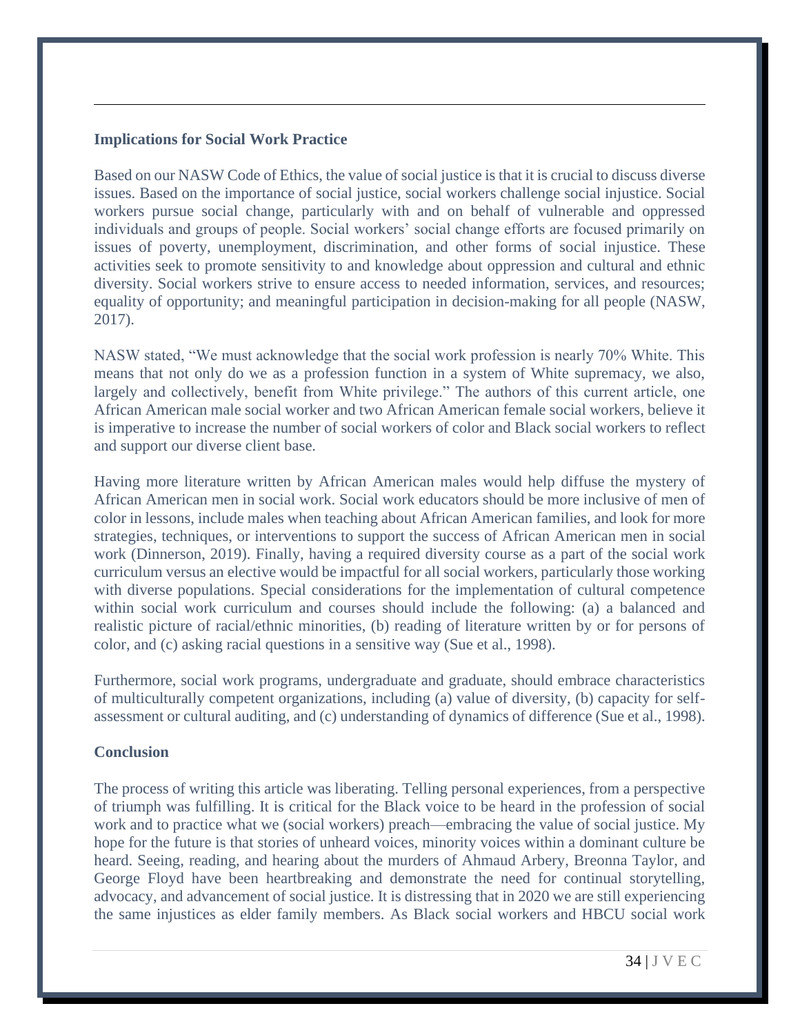**Implications for Social Work Practice**

Based on our NASW Code of Ethics, the value of social justice is that it is crucial to discuss diverse issues. Based on the importance of social justice, social workers challenge social injustice. Social workers pursue social change, particularly with and on behalf of vulnerable and oppressed individuals and groups of people. Social workers' social change efforts are focused primarily on issues of poverty, unemployment, discrimination, and other forms of social injustice. These activities seek to promote sensitivity to and knowledge about oppression and cultural and ethnic diversity. Social workers strive to ensure access to needed information, services, and resources; equality of opportunity; and meaningful participation in decision-making for all people (NASW, 2017).

NASW stated, "We must acknowledge that the social work profession is nearly 70% White. This means that not only do we as a profession function in a system of White supremacy, we also, largely and collectively, benefit from White privilege." The authors of this current article, one African American male social worker and two African American female social workers, believe it is imperative to increase the number of social workers of color and Black social workers to reflect and support our diverse client base.

Having more literature written by African American males would help diffuse the mystery of African American men in social work. Social work educators should be more inclusive of men of color in lessons, include males when teaching about African American families, and look for more strategies, techniques, or interventions to support the success of African American men in social work (Dinnerson, 2019). Finally, having a required diversity course as a part of the social work curriculum versus an elective would be impactful for all social workers, particularly those working with diverse populations. Special considerations for the implementation of cultural competence within social work curriculum and courses should include the following: (a) a balanced and realistic picture of racial/ethnic minorities, (b) reading of literature written by or for persons of color, and (c) asking racial questions in a sensitive way (Sue et al., 1998).

Furthermore, social work programs, undergraduate and graduate, should embrace characteristics of multiculturally competent organizations, including (a) value of diversity, (b) capacity for self-assessment or cultural auditing, and (c) understanding of dynamics of difference (Sue et al., 1998).

**Conclusion**

The process of writing this article was liberating. Telling personal experiences, from a perspective of triumph was fulfilling. It is critical for the Black voice to be heard in the profession of social work and to practice what we (social workers) preach—embracing the value of social justice. My hope for the future is that stories of unheard voices, minority voices within a dominant culture be heard. Seeing, reading, and hearing about the murders of Ahmaud Arbery, Breonna Taylor, and George Floyd have been heartbreaking and demonstrate the need for continual storytelling, advocacy, and advancement of social justice. It is distressing that in 2020 we are still experiencing the same injustices as elder family members. As Black social workers and HBCU social work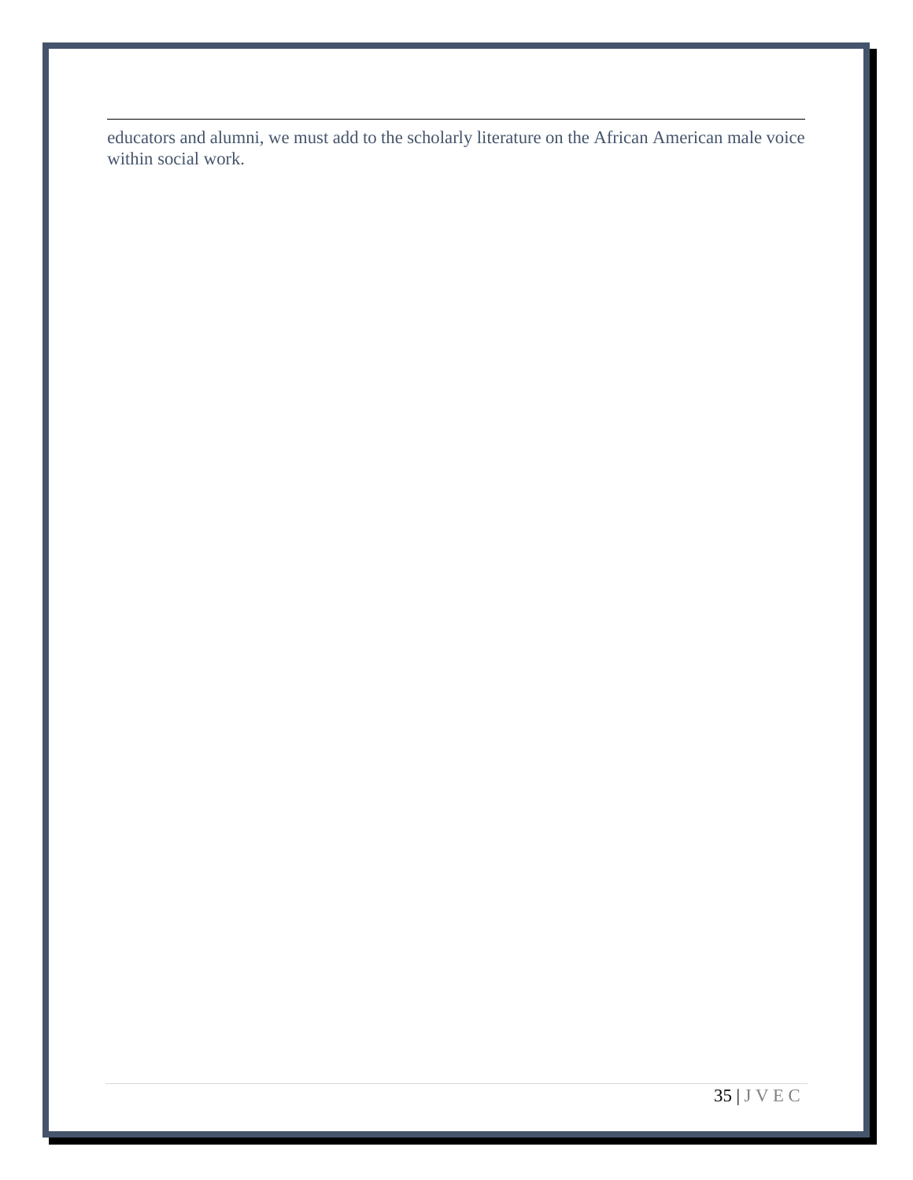educators and alumni, we must add to the scholarly literature on the African American male voice within social work.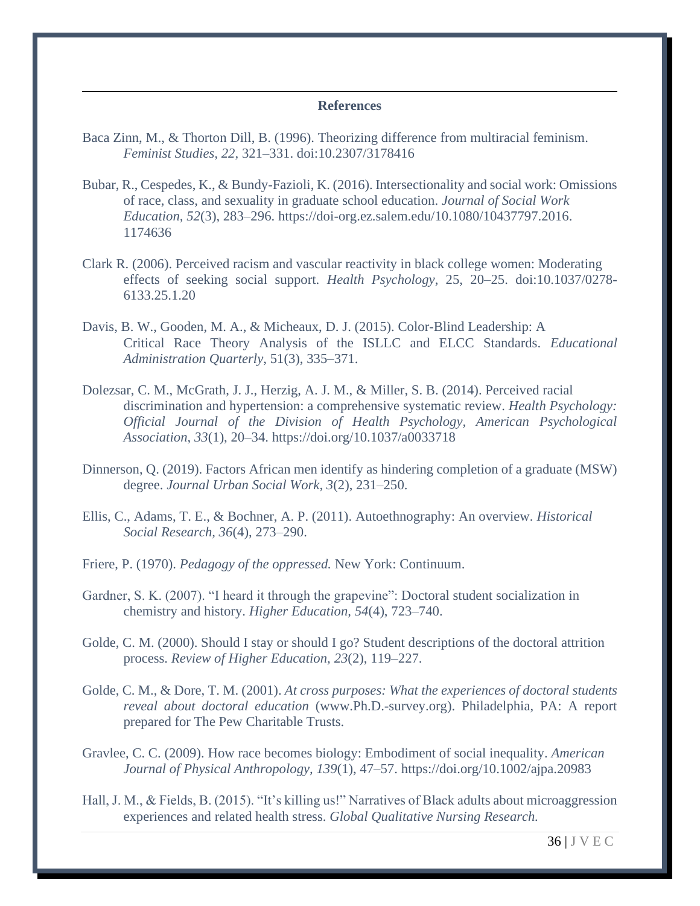## References

Baca Zinn, M., & Thorton Dill, B. (1996). Theorizing difference from multiracial feminism. *Feminist Studies, 22,* 321–331. doi:10.2307/3178416

Bubar, R., Cespedes, K., & Bundy-Fazioli, K. (2016). Intersectionality and social work: Omissions of race, class, and sexuality in graduate school education. *Journal of Social Work Education, 52*(3), 283–296. https://doi-org.ez.salem.edu/10.1080/10437797.2016.1174636

Clark R. (2006). Perceived racism and vascular reactivity in black college women: Moderating effects of seeking social support. *Health Psychology*, 25, 20–25. doi:10.1037/0278-6133.25.1.20

Davis, B. W., Gooden, M. A., & Micheaux, D. J. (2015). Color-Blind Leadership: A Critical Race Theory Analysis of the ISLLC and ELCC Standards. *Educational Administration Quarterly*, 51(3), 335–371.

Dolezsar, C. M., McGrath, J. J., Herzig, A. J. M., & Miller, S. B. (2014). Perceived racial discrimination and hypertension: a comprehensive systematic review. *Health Psychology: Official Journal of the Division of Health Psychology, American Psychological Association*, *33*(1), 20–34. https://doi.org/10.1037/a0033718

Dinnerson, Q. (2019). Factors African men identify as hindering completion of a graduate (MSW) degree. *Journal Urban Social Work, 3*(2), 231–250.

Ellis, C., Adams, T. E., & Bochner, A. P. (2011). Autoethnography: An overview. *Historical Social Research, 36*(4), 273–290.

Friere, P. (1970). *Pedagogy of the oppressed.* New York: Continuum.

Gardner, S. K. (2007). "I heard it through the grapevine": Doctoral student socialization in chemistry and history. *Higher Education*, *54*(4), 723–740.

Golde, C. M. (2000). Should I stay or should I go? Student descriptions of the doctoral attrition process. *Review of Higher Education, 23*(2), 119–227.

Golde, C. M., & Dore, T. M. (2001). *At cross purposes: What the experiences of doctoral students reveal about doctoral education* (www.Ph.D.-survey.org). Philadelphia, PA: A report prepared for The Pew Charitable Trusts.

Gravlee, C. C. (2009). How race becomes biology: Embodiment of social inequality. *American Journal of Physical Anthropology, 139*(1), 47–57. https://doi.org/10.1002/ajpa.20983

Hall, J. M., & Fields, B. (2015). "It's killing us!" Narratives of Black adults about microaggression experiences and related health stress. *Global Qualitative Nursing Research.*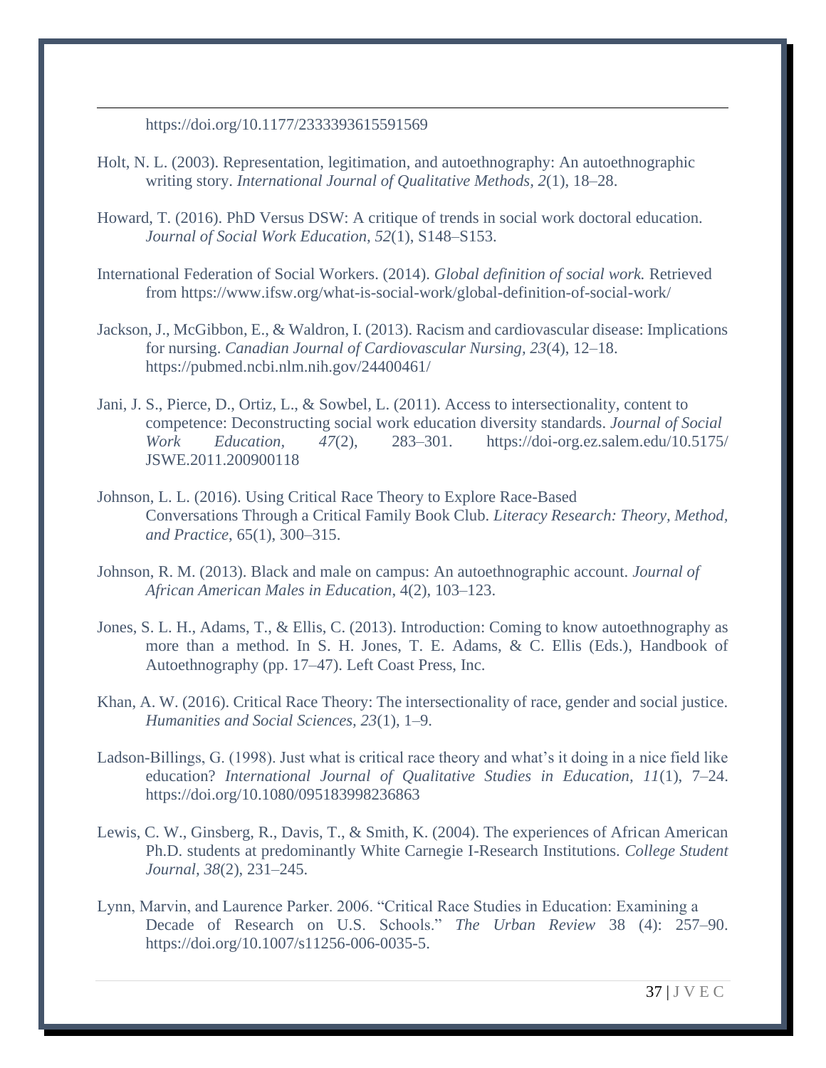https://doi.org/10.1177/2333393615591569

Holt, N. L. (2003). Representation, legitimation, and autoethnography: An autoethnographic writing story. *International Journal of Qualitative Methods, 2*(1), 18–28.

Howard, T. (2016). PhD Versus DSW: A critique of trends in social work doctoral education. *Journal of Social Work Education*, *52*(1), S148–S153.

International Federation of Social Workers. (2014). *Global definition of social work.* Retrieved from https://www.ifsw.org/what-is-social-work/global-definition-of-social-work/

Jackson, J., McGibbon, E., & Waldron, I. (2013). Racism and cardiovascular disease: Implications for nursing. *Canadian Journal of Cardiovascular Nursing, 23*(4), 12–18. https://pubmed.ncbi.nlm.nih.gov/24400461/

Jani, J. S., Pierce, D., Ortiz, L., & Sowbel, L. (2011). Access to intersectionality, content to competence: Deconstructing social work education diversity standards. *Journal of Social Work Education*, *47*(2), 283–301. https://doi-org.ez.salem.edu/10.5175/JSWE.2011.200900118

Johnson, L. L. (2016). Using Critical Race Theory to Explore Race-Based Conversations Through a Critical Family Book Club. *Literacy Research: Theory, Method, and Practice*, 65(1), 300–315.

Johnson, R. M. (2013). Black and male on campus: An autoethnographic account. *Journal of African American Males in Education*, 4(2), 103–123.

Jones, S. L. H., Adams, T., & Ellis, C. (2013). Introduction: Coming to know autoethnography as more than a method. In S. H. Jones, T. E. Adams, & C. Ellis (Eds.), Handbook of Autoethnography (pp. 17–47). Left Coast Press, Inc.

Khan, A. W. (2016). Critical Race Theory: The intersectionality of race, gender and social justice. *Humanities and Social Sciences, 23*(1), 1–9.

Ladson-Billings, G. (1998). Just what is critical race theory and what's it doing in a nice field like education? *International Journal of Qualitative Studies in Education, 11*(1), 7–24. https://doi.org/10.1080/095183998236863

Lewis, C. W., Ginsberg, R., Davis, T., & Smith, K. (2004). The experiences of African American Ph.D. students at predominantly White Carnegie I-Research Institutions. *College Student Journal, 38*(2), 231–245.

Lynn, Marvin, and Laurence Parker. 2006. "Critical Race Studies in Education: Examining a Decade of Research on U.S. Schools." *The Urban Review* 38 (4): 257–90. https://doi.org/10.1007/s11256-006-0035-5.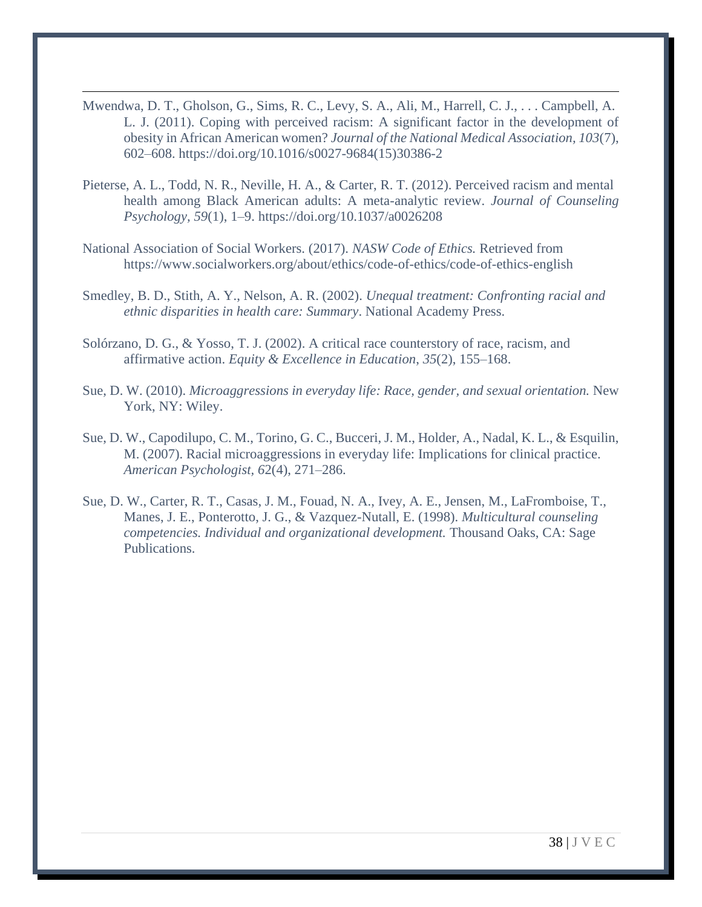Mwendwa, D. T., Gholson, G., Sims, R. C., Levy, S. A., Ali, M., Harrell, C. J., . . . Campbell, A. L. J. (2011). Coping with perceived racism: A significant factor in the development of obesity in African American women? *Journal of the National Medical Association, 103*(7), 602–608. https://doi.org/10.1016/s0027-9684(15)30386-2

Pieterse, A. L., Todd, N. R., Neville, H. A., & Carter, R. T. (2012). Perceived racism and mental health among Black American adults: A meta-analytic review. *Journal of Counseling Psychology, 59*(1), 1–9. https://doi.org/10.1037/a0026208

National Association of Social Workers. (2017). *NASW Code of Ethics.* Retrieved from https://www.socialworkers.org/about/ethics/code-of-ethics/code-of-ethics-english

Smedley, B. D., Stith, A. Y., Nelson, A. R. (2002). *Unequal treatment: Confronting racial and ethnic disparities in health care: Summary*. National Academy Press.

Solórzano, D. G., & Yosso, T. J. (2002). A critical race counterstory of race, racism, and affirmative action. *Equity & Excellence in Education*, *35*(2), 155–168.

Sue, D. W. (2010). *Microaggressions in everyday life: Race, gender, and sexual orientation.* New York, NY: Wiley.

Sue, D. W., Capodilupo, C. M., Torino, G. C., Bucceri, J. M., Holder, A., Nadal, K. L., & Esquilin, M. (2007). Racial microaggressions in everyday life: Implications for clinical practice. *American Psychologist, 62*(4), 271–286.

Sue, D. W., Carter, R. T., Casas, J. M., Fouad, N. A., Ivey, A. E., Jensen, M., LaFromboise, T., Manes, J. E., Ponterotto, J. G., & Vazquez-Nutall, E. (1998). *Multicultural counseling competencies. Individual and organizational development.* Thousand Oaks, CA: Sage Publications.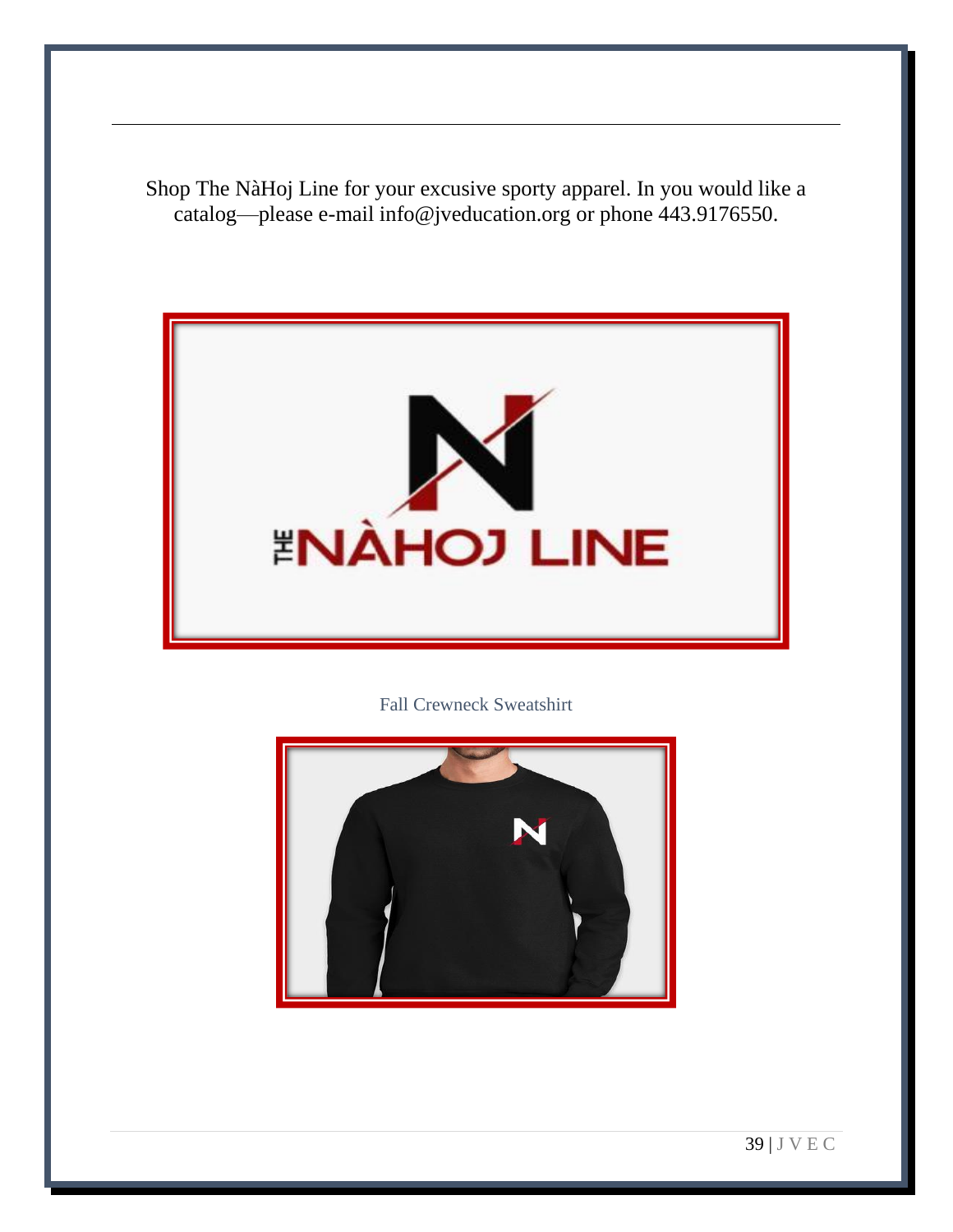Shop The NàHoj Line for your excusive sporty apparel. In you would like a catalog—please e-mail info@jveducation.org or phone 443.9176550.

Fall Crewneck Sweatshirt